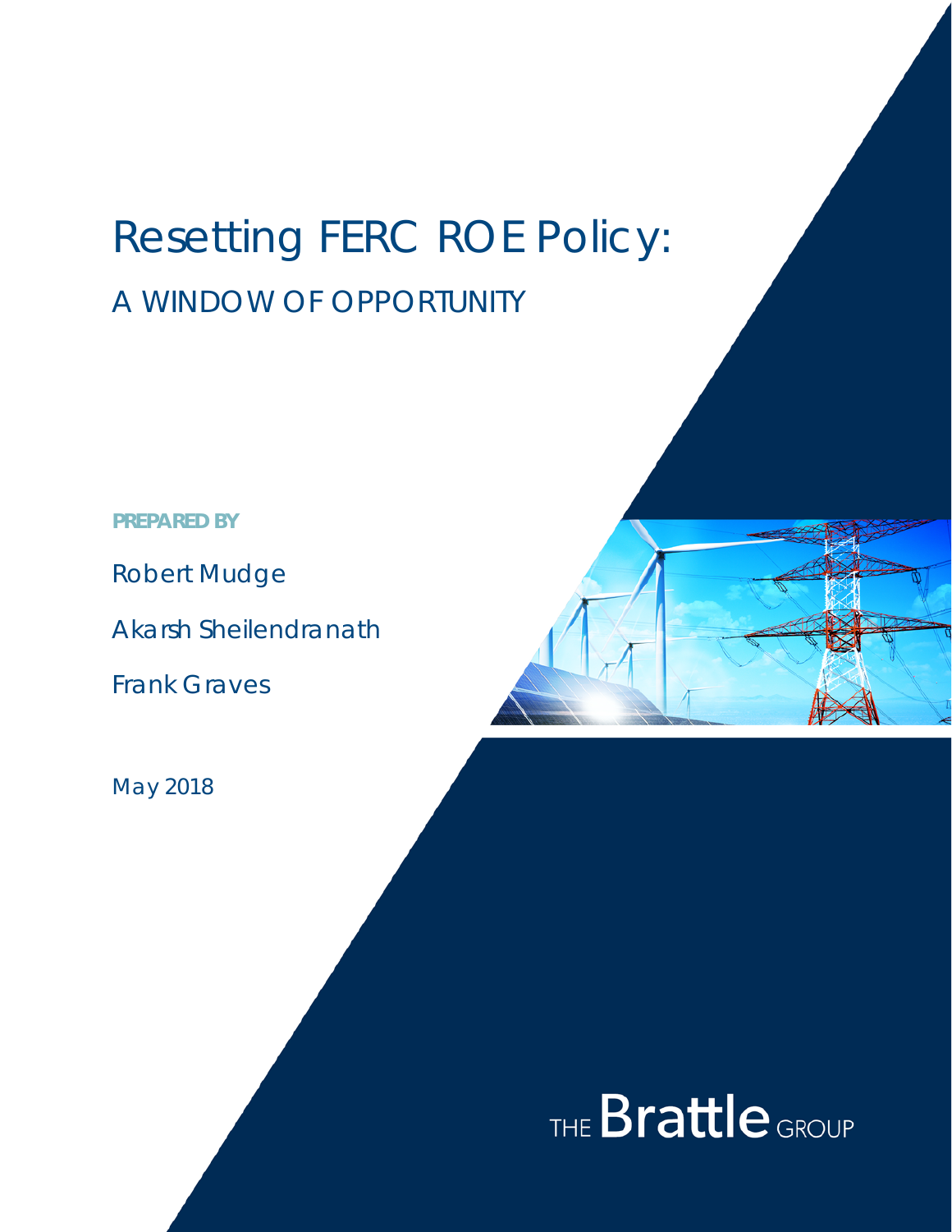# Resetting FERC ROE Policy:

## A WINDOW OF OPPORTUNITY

**PREPARED BY**

Robert Mudge

Akarsh Sheilendranath

Frank Graves

May 2018

THE Brattle GROUP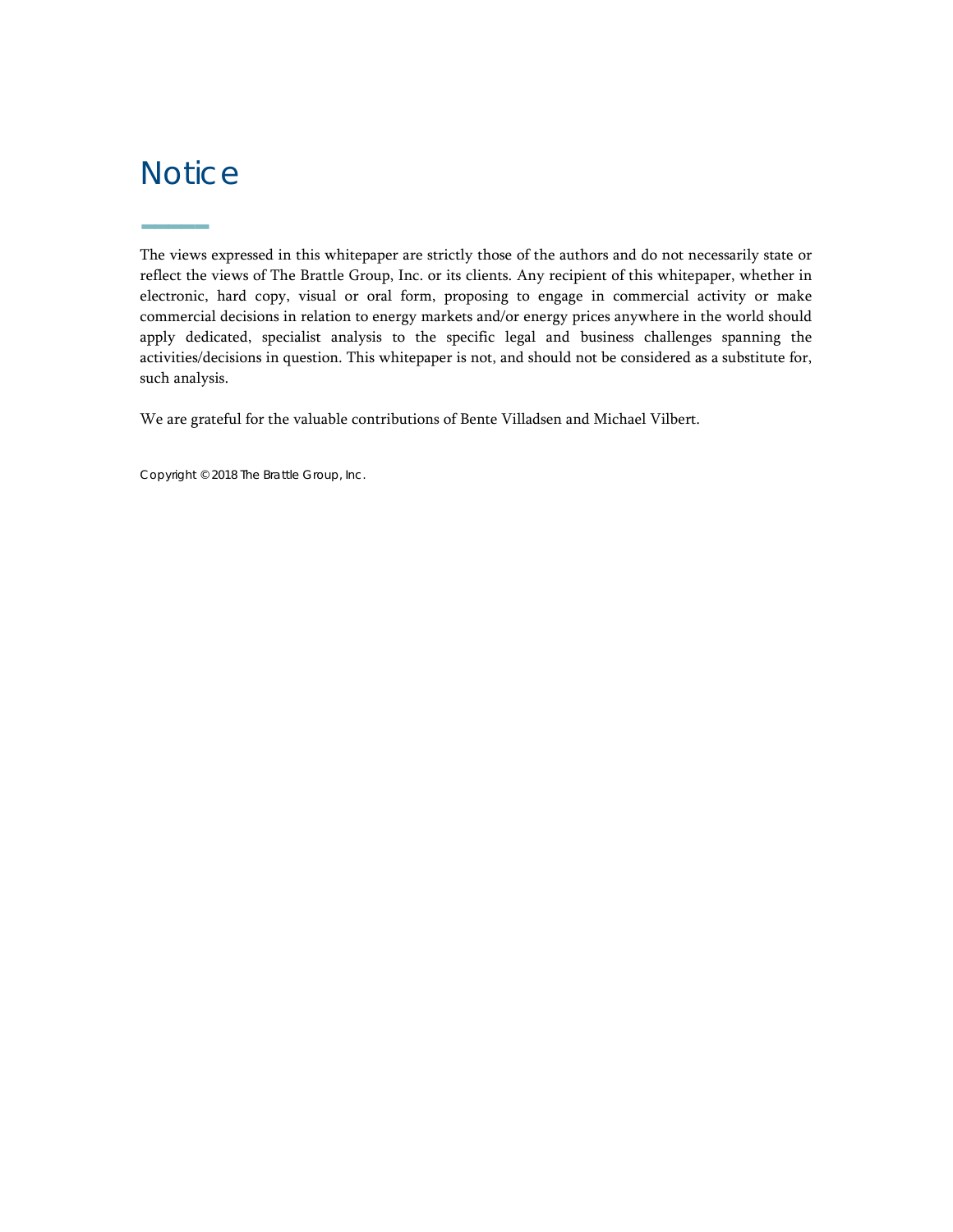# Notice

The views expressed in this whitepaper are strictly those of the authors and do not necessarily state or reflect the views of The Brattle Group, Inc. or its clients. Any recipient of this whitepaper, whether in electronic, hard copy, visual or oral form, proposing to engage in commercial activity or make commercial decisions in relation to energy markets and/or energy prices anywhere in the world should apply dedicated, specialist analysis to the specific legal and business challenges spanning the activities/decisions in question. This whitepaper is not, and should not be considered as a substitute for, such analysis.

We are grateful for the valuable contributions of Bente Villadsen and Michael Vilbert.

Copyright © 2018 The Brattle Group, Inc.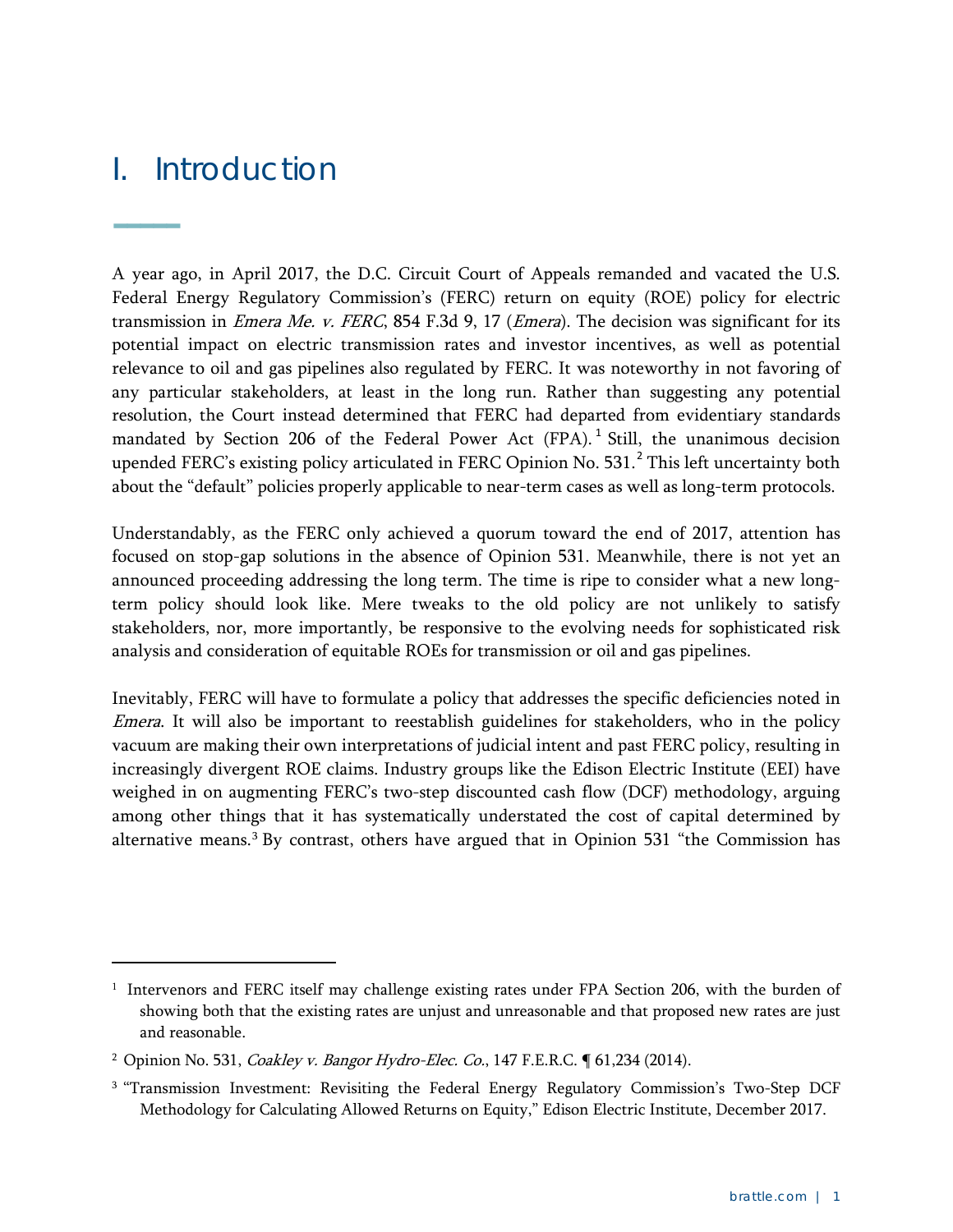# I. Introduction

A year ago, in April 2017, the D.C. Circuit Court of Appeals remanded and vacated the U.S. Federal Energy Regulatory Commission's (FERC) return on equity (ROE) policy for electric transmission in *Emera Me. v. FERC*, 854 F.3d 9, 17 (*Emera*). The decision was significant for its potential impact on electric transmission rates and investor incentives, as well as potential relevance to oil and gas pipelines also regulated by FERC. It was noteworthy in not favoring of any particular stakeholders, at least in the long run. Rather than suggesting any potential resolution, the Court instead determined that FERC had departed from evidentiary standards mandated by Section 206 of the Federal Power Act (FPA).[1] Still, the unanimous decision upended FERC's existing policy articulated in FERC Opinion No. 531.[2] This left uncertainty both about the "default" policies properly applicable to near-term cases as well as long-term protocols.

Understandably, as the FERC only achieved a quorum toward the end of 2017, attention has focused on stop-gap solutions in the absence of Opinion 531. Meanwhile, there is not yet an announced proceeding addressing the long term. The time is ripe to consider what a new long-term policy should look like. Mere tweaks to the old policy are not unlikely to satisfy stakeholders, nor, more importantly, be responsive to the evolving needs for sophisticated risk analysis and consideration of equitable ROEs for transmission or oil and gas pipelines.

Inevitably, FERC will have to formulate a policy that addresses the specific deficiencies noted in *Emera*. It will also be important to reestablish guidelines for stakeholders, who in the policy vacuum are making their own interpretations of judicial intent and past FERC policy, resulting in increasingly divergent ROE claims. Industry groups like the Edison Electric Institute (EEI) have weighed in on augmenting FERC's two-step discounted cash flow (DCF) methodology, arguing among other things that it has systematically understated the cost of capital determined by alternative means.[3] By contrast, others have argued that in Opinion 531 "the Commission has

---

[1] Intervenors and FERC itself may challenge existing rates under FPA Section 206, with the burden of showing both that the existing rates are unjust and unreasonable and that proposed new rates are just and reasonable.

[2] Opinion No. 531, *Coakley v. Bangor Hydro-Elec. Co.*, 147 F.E.R.C. ¶ 61,234 (2014).

[3] "Transmission Investment: Revisiting the Federal Energy Regulatory Commission's Two-Step DCF Methodology for Calculating Allowed Returns on Equity," Edison Electric Institute, December 2017.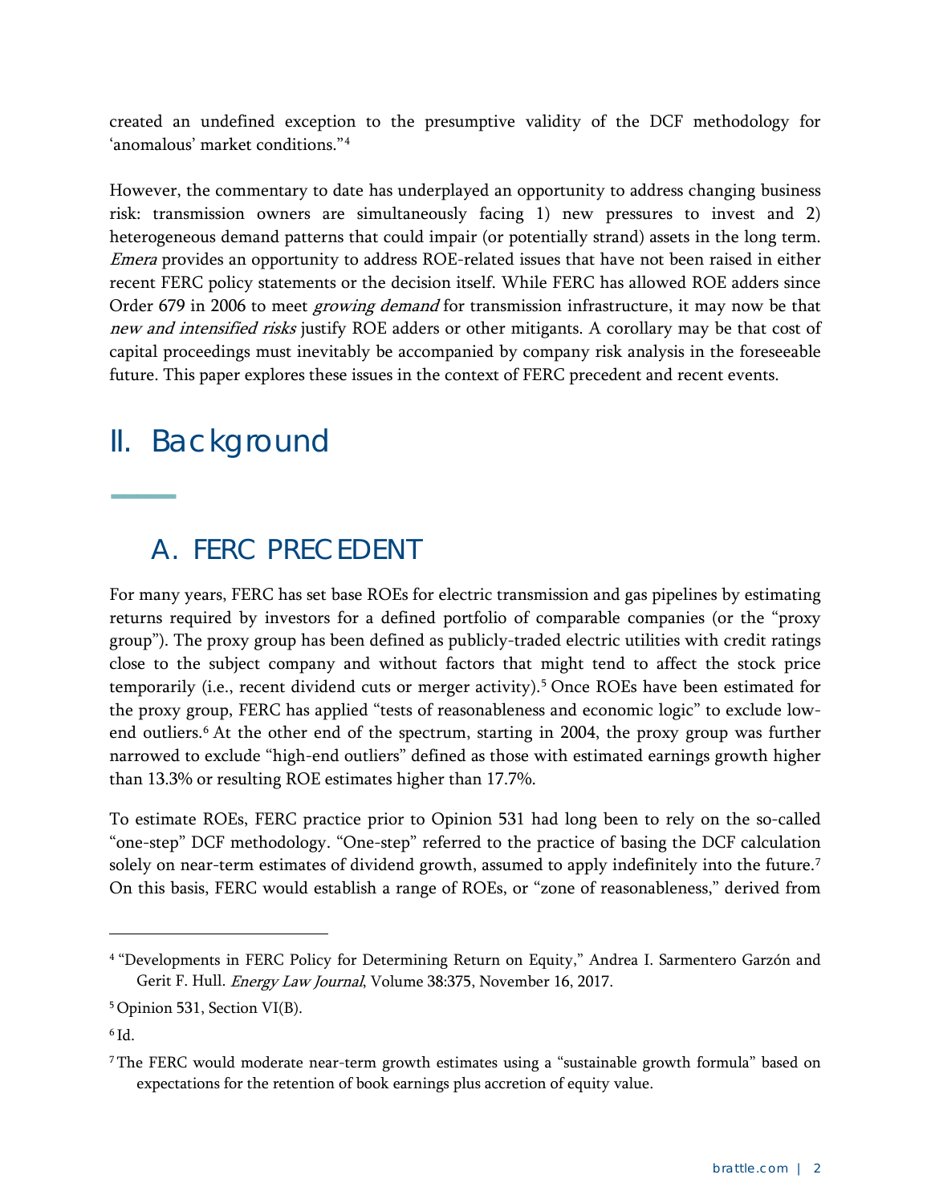created an undefined exception to the presumptive validity of the DCF methodology for 'anomalous' market conditions."[4]

However, the commentary to date has underplayed an opportunity to address changing business risk: transmission owners are simultaneously facing 1) new pressures to invest and 2) heterogeneous demand patterns that could impair (or potentially strand) assets in the long term. *Emera* provides an opportunity to address ROE-related issues that have not been raised in either recent FERC policy statements or the decision itself. While FERC has allowed ROE adders since Order 679 in 2006 to meet *growing demand* for transmission infrastructure, it may now be that *new and intensified risks* justify ROE adders or other mitigants. A corollary may be that cost of capital proceedings must inevitably be accompanied by company risk analysis in the foreseeable future. This paper explores these issues in the context of FERC precedent and recent events.

# II. Background

## A. FERC PRECEDENT

For many years, FERC has set base ROEs for electric transmission and gas pipelines by estimating returns required by investors for a defined portfolio of comparable companies (or the "proxy group"). The proxy group has been defined as publicly-traded electric utilities with credit ratings close to the subject company and without factors that might tend to affect the stock price temporarily (i.e., recent dividend cuts or merger activity).[5] Once ROEs have been estimated for the proxy group, FERC has applied "tests of reasonableness and economic logic" to exclude low-end outliers.[6] At the other end of the spectrum, starting in 2004, the proxy group was further narrowed to exclude "high-end outliers" defined as those with estimated earnings growth higher than 13.3% or resulting ROE estimates higher than 17.7%.

To estimate ROEs, FERC practice prior to Opinion 531 had long been to rely on the so-called "one-step" DCF methodology. "One-step" referred to the practice of basing the DCF calculation solely on near-term estimates of dividend growth, assumed to apply indefinitely into the future.[7] On this basis, FERC would establish a range of ROEs, or "zone of reasonableness," derived from

---

[4] "Developments in FERC Policy for Determining Return on Equity," Andrea I. Sarmentero Garzón and Gerit F. Hull. *Energy Law Journal*, Volume 38:375, November 16, 2017.

[5] Opinion 531, Section VI(B).

[6] Id.

[7] The FERC would moderate near-term growth estimates using a "sustainable growth formula" based on expectations for the retention of book earnings plus accretion of equity value.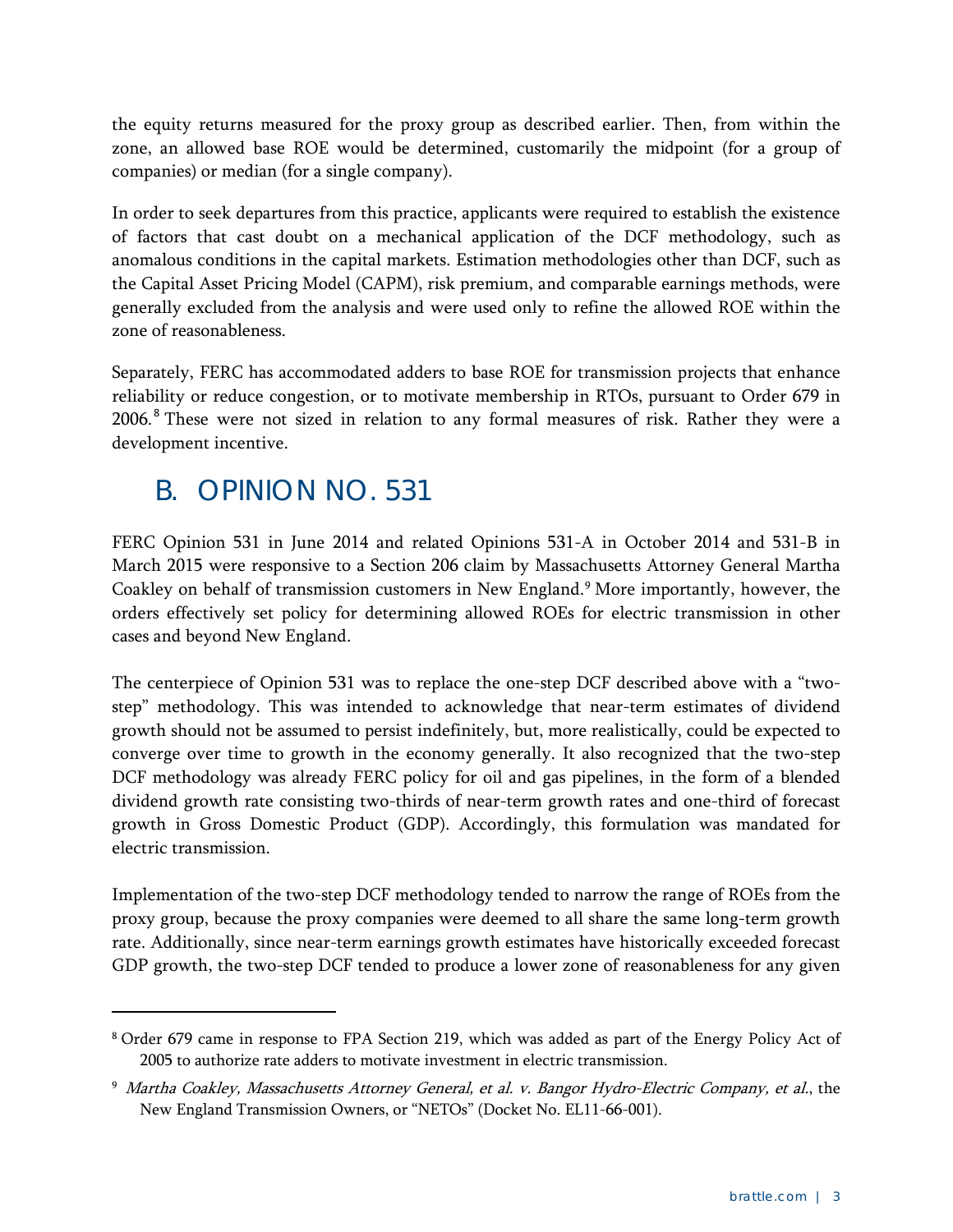the equity returns measured for the proxy group as described earlier. Then, from within the zone, an allowed base ROE would be determined, customarily the midpoint (for a group of companies) or median (for a single company).

In order to seek departures from this practice, applicants were required to establish the existence of factors that cast doubt on a mechanical application of the DCF methodology, such as anomalous conditions in the capital markets. Estimation methodologies other than DCF, such as the Capital Asset Pricing Model (CAPM), risk premium, and comparable earnings methods, were generally excluded from the analysis and were used only to refine the allowed ROE within the zone of reasonableness.

Separately, FERC has accommodated adders to base ROE for transmission projects that enhance reliability or reduce congestion, or to motivate membership in RTOs, pursuant to Order 679 in 2006.[8] These were not sized in relation to any formal measures of risk. Rather they were a development incentive.

## B. OPINION NO. 531

FERC Opinion 531 in June 2014 and related Opinions 531-A in October 2014 and 531-B in March 2015 were responsive to a Section 206 claim by Massachusetts Attorney General Martha Coakley on behalf of transmission customers in New England.[9] More importantly, however, the orders effectively set policy for determining allowed ROEs for electric transmission in other cases and beyond New England.

The centerpiece of Opinion 531 was to replace the one-step DCF described above with a "two-step" methodology. This was intended to acknowledge that near-term estimates of dividend growth should not be assumed to persist indefinitely, but, more realistically, could be expected to converge over time to growth in the economy generally. It also recognized that the two-step DCF methodology was already FERC policy for oil and gas pipelines, in the form of a blended dividend growth rate consisting two-thirds of near-term growth rates and one-third of forecast growth in Gross Domestic Product (GDP). Accordingly, this formulation was mandated for electric transmission.

Implementation of the two-step DCF methodology tended to narrow the range of ROEs from the proxy group, because the proxy companies were deemed to all share the same long-term growth rate. Additionally, since near-term earnings growth estimates have historically exceeded forecast GDP growth, the two-step DCF tended to produce a lower zone of reasonableness for any given

---

[8] Order 679 came in response to FPA Section 219, which was added as part of the Energy Policy Act of 2005 to authorize rate adders to motivate investment in electric transmission.

[9] *Martha Coakley, Massachusetts Attorney General, et al. v. Bangor Hydro-Electric Company, et al.*, the New England Transmission Owners, or "NETOs" (Docket No. EL11-66-001).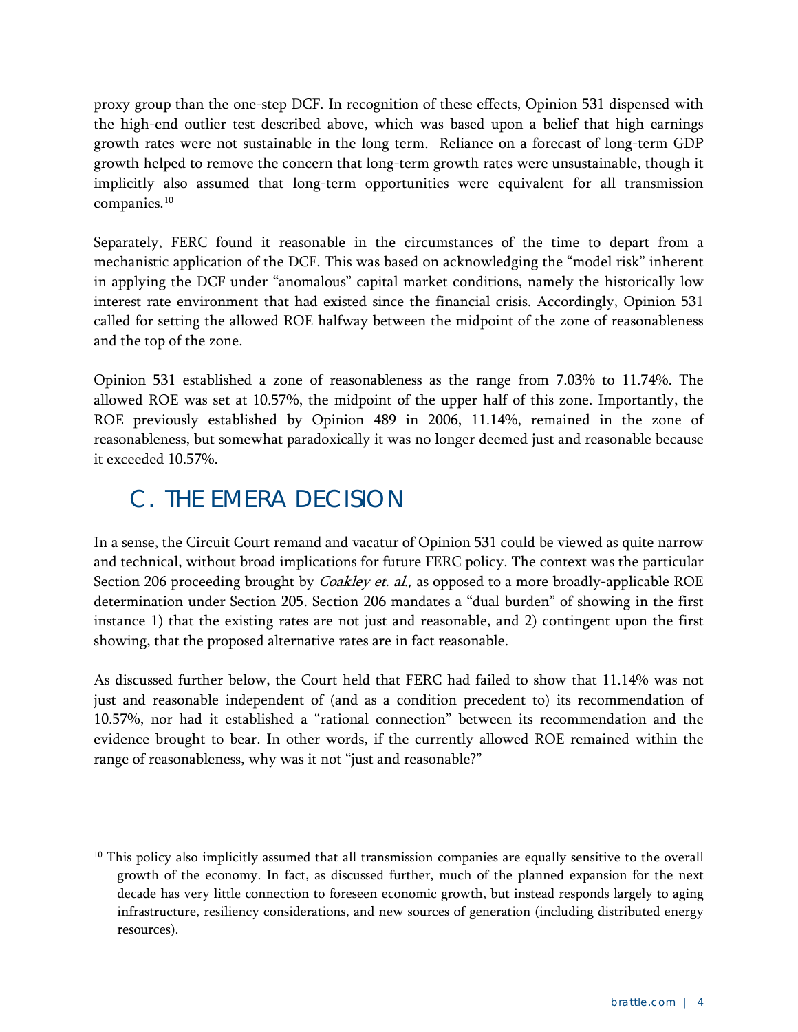proxy group than the one-step DCF. In recognition of these effects, Opinion 531 dispensed with the high-end outlier test described above, which was based upon a belief that high earnings growth rates were not sustainable in the long term. Reliance on a forecast of long-term GDP growth helped to remove the concern that long-term growth rates were unsustainable, though it implicitly also assumed that long-term opportunities were equivalent for all transmission companies.[10]

Separately, FERC found it reasonable in the circumstances of the time to depart from a mechanistic application of the DCF. This was based on acknowledging the "model risk" inherent in applying the DCF under "anomalous" capital market conditions, namely the historically low interest rate environment that had existed since the financial crisis. Accordingly, Opinion 531 called for setting the allowed ROE halfway between the midpoint of the zone of reasonableness and the top of the zone.

Opinion 531 established a zone of reasonableness as the range from 7.03% to 11.74%. The allowed ROE was set at 10.57%, the midpoint of the upper half of this zone. Importantly, the ROE previously established by Opinion 489 in 2006, 11.14%, remained in the zone of reasonableness, but somewhat paradoxically it was no longer deemed just and reasonable because it exceeded 10.57%.

## C. THE EMERA DECISION

In a sense, the Circuit Court remand and vacatur of Opinion 531 could be viewed as quite narrow and technical, without broad implications for future FERC policy. The context was the particular Section 206 proceeding brought by *Coakley et. al.,* as opposed to a more broadly-applicable ROE determination under Section 205. Section 206 mandates a "dual burden" of showing in the first instance 1) that the existing rates are not just and reasonable, and 2) contingent upon the first showing, that the proposed alternative rates are in fact reasonable.

As discussed further below, the Court held that FERC had failed to show that 11.14% was not just and reasonable independent of (and as a condition precedent to) its recommendation of 10.57%, nor had it established a "rational connection" between its recommendation and the evidence brought to bear. In other words, if the currently allowed ROE remained within the range of reasonableness, why was it not "just and reasonable?"

---

[10] This policy also implicitly assumed that all transmission companies are equally sensitive to the overall growth of the economy. In fact, as discussed further, much of the planned expansion for the next decade has very little connection to foreseen economic growth, but instead responds largely to aging infrastructure, resiliency considerations, and new sources of generation (including distributed energy resources).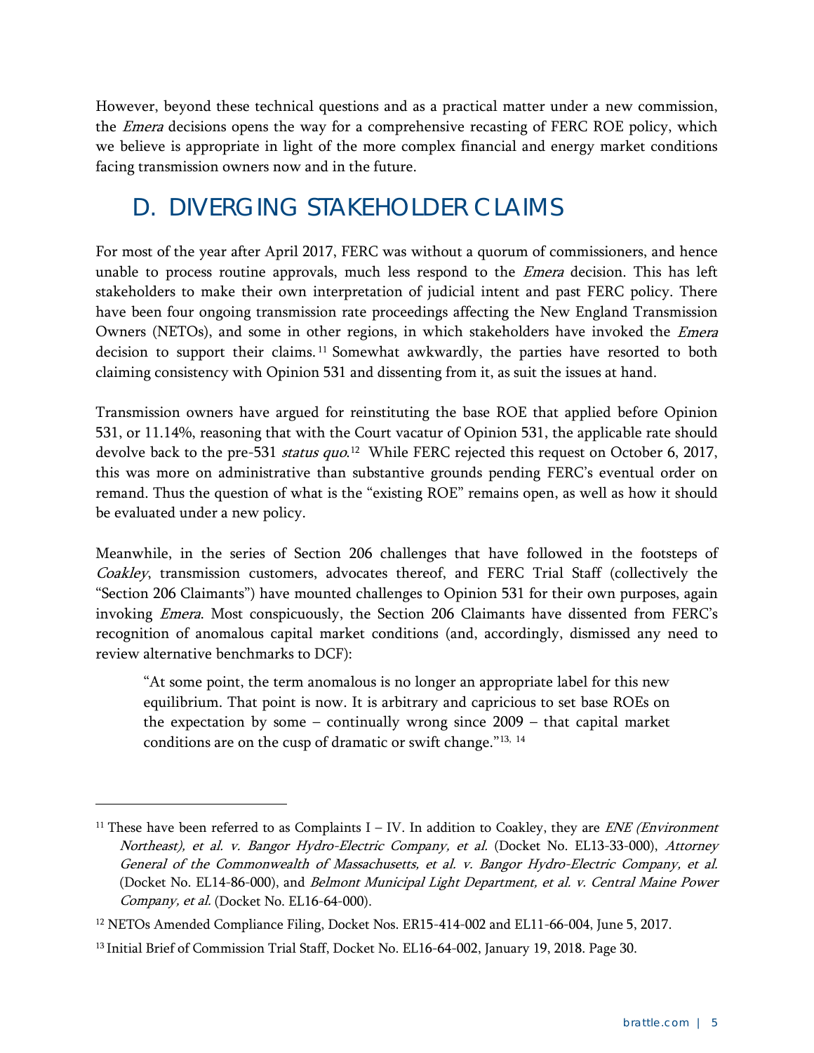However, beyond these technical questions and as a practical matter under a new commission, the *Emera* decisions opens the way for a comprehensive recasting of FERC ROE policy, which we believe is appropriate in light of the more complex financial and energy market conditions facing transmission owners now and in the future.

## D. DIVERGING STAKEHOLDER CLAIMS

For most of the year after April 2017, FERC was without a quorum of commissioners, and hence unable to process routine approvals, much less respond to the *Emera* decision. This has left stakeholders to make their own interpretation of judicial intent and past FERC policy. There have been four ongoing transmission rate proceedings affecting the New England Transmission Owners (NETOs), and some in other regions, in which stakeholders have invoked the *Emera* decision to support their claims.[11] Somewhat awkwardly, the parties have resorted to both claiming consistency with Opinion 531 and dissenting from it, as suit the issues at hand.

Transmission owners have argued for reinstituting the base ROE that applied before Opinion 531, or 11.14%, reasoning that with the Court vacatur of Opinion 531, the applicable rate should devolve back to the pre-531 *status quo*.[12] While FERC rejected this request on October 6, 2017, this was more on administrative than substantive grounds pending FERC's eventual order on remand. Thus the question of what is the "existing ROE" remains open, as well as how it should be evaluated under a new policy.

Meanwhile, in the series of Section 206 challenges that have followed in the footsteps of *Coakley*, transmission customers, advocates thereof, and FERC Trial Staff (collectively the "Section 206 Claimants") have mounted challenges to Opinion 531 for their own purposes, again invoking *Emera*. Most conspicuously, the Section 206 Claimants have dissented from FERC's recognition of anomalous capital market conditions (and, accordingly, dismissed any need to review alternative benchmarks to DCF):

> "At some point, the term anomalous is no longer an appropriate label for this new equilibrium. That point is now. It is arbitrary and capricious to set base ROEs on the expectation by some – continually wrong since 2009 – that capital market conditions are on the cusp of dramatic or swift change."[13, 14]

---

[11] These have been referred to as Complaints I – IV. In addition to Coakley, they are *ENE (Environment Northeast), et al. v. Bangor Hydro-Electric Company, et al.* (Docket No. EL13-33-000), *Attorney General of the Commonwealth of Massachusetts, et al. v. Bangor Hydro-Electric Company, et al.* (Docket No. EL14-86-000), and *Belmont Municipal Light Department, et al. v. Central Maine Power Company, et al.* (Docket No. EL16-64-000).

[12] NETOs Amended Compliance Filing, Docket Nos. ER15-414-002 and EL11-66-004, June 5, 2017.

[13] Initial Brief of Commission Trial Staff, Docket No. EL16-64-002, January 19, 2018. Page 30.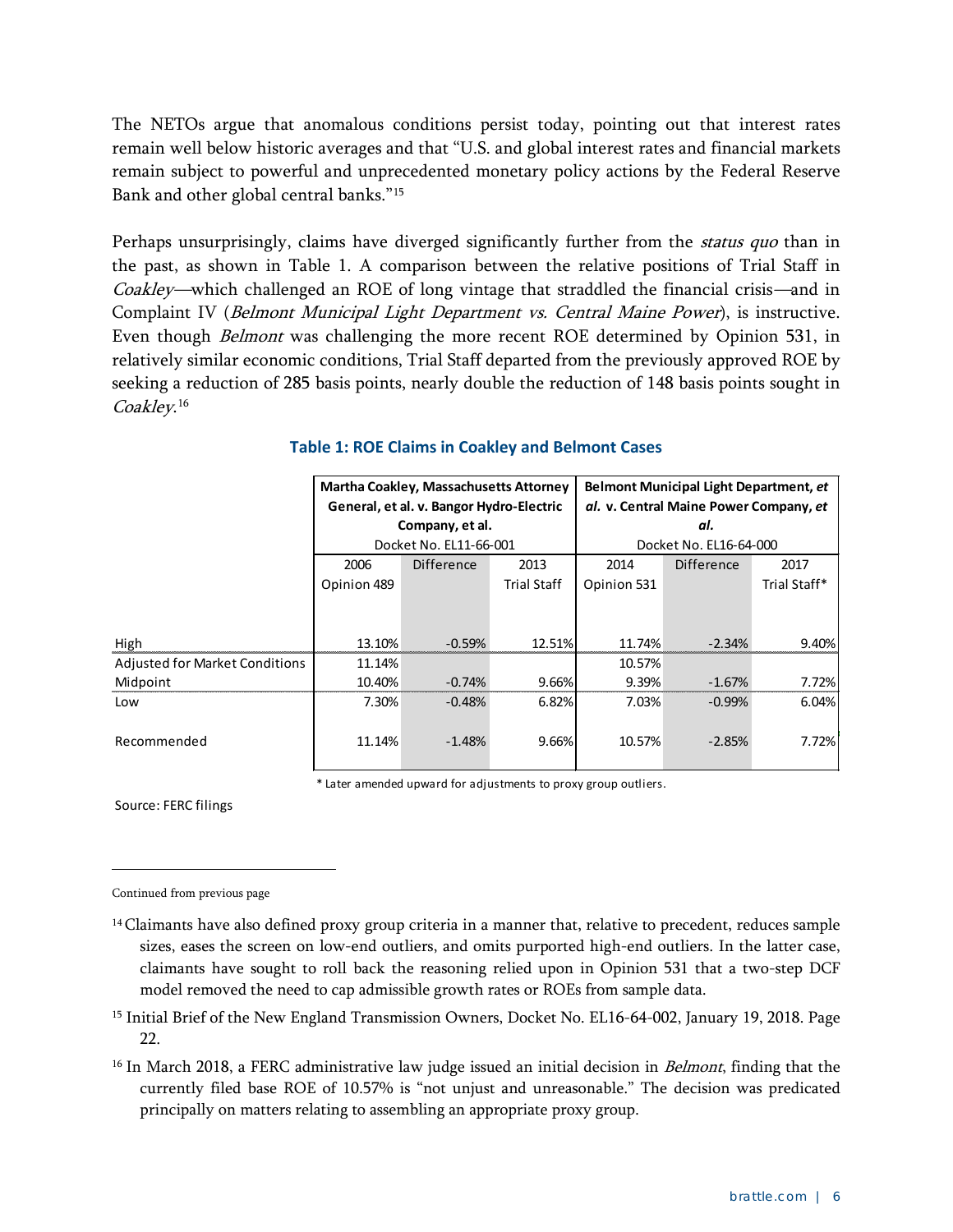The NETOs argue that anomalous conditions persist today, pointing out that interest rates remain well below historic averages and that "U.S. and global interest rates and financial markets remain subject to powerful and unprecedented monetary policy actions by the Federal Reserve Bank and other global central banks."[15]

Perhaps unsurprisingly, claims have diverged significantly further from the *status quo* than in the past, as shown in Table 1. A comparison between the relative positions of Trial Staff in *Coakley*—which challenged an ROE of long vintage that straddled the financial crisis—and in Complaint IV (*Belmont Municipal Light Department vs. Central Maine Power*), is instructive. Even though *Belmont* was challenging the more recent ROE determined by Opinion 531, in relatively similar economic conditions, Trial Staff departed from the previously approved ROE by seeking a reduction of 285 basis points, nearly double the reduction of 148 basis points sought in *Coakley*.[16]

**Table 1: ROE Claims in Coakley and Belmont Cases**

| | **Martha Coakley, Massachusetts Attorney General, et al. v. Bangor Hydro-Electric Company, et al.** Docket No. EL11-66-001 | | | **Belmont Municipal Light Department, *et al.* v. Central Maine Power Company, *et al.*** Docket No. EL16-64-000 | | |
|---|---|---|---|---|---|---|
| | 2006 Opinion 489 | Difference | 2013 Trial Staff | 2014 Opinion 531 | Difference | 2017 Trial Staff* |
| High | 13.10% | -0.59% | 12.51% | 11.74% | -2.34% | 9.40% |
| Adjusted for Market Conditions | 11.14% | | | 10.57% | | |
| Midpoint | 10.40% | -0.74% | 9.66% | 9.39% | -1.67% | 7.72% |
| Low | 7.30% | -0.48% | 6.82% | 7.03% | -0.99% | 6.04% |
| Recommended | 11.14% | -1.48% | 9.66% | 10.57% | -2.85% | 7.72% |

\* Later amended upward for adjustments to proxy group outliers.

Source: FERC filings

---

Continued from previous page

[14] Claimants have also defined proxy group criteria in a manner that, relative to precedent, reduces sample sizes, eases the screen on low-end outliers, and omits purported high-end outliers. In the latter case, claimants have sought to roll back the reasoning relied upon in Opinion 531 that a two-step DCF model removed the need to cap admissible growth rates or ROEs from sample data.

[15] Initial Brief of the New England Transmission Owners, Docket No. EL16-64-002, January 19, 2018. Page 22.

[16] In March 2018, a FERC administrative law judge issued an initial decision in *Belmont*, finding that the currently filed base ROE of 10.57% is "not unjust and unreasonable." The decision was predicated principally on matters relating to assembling an appropriate proxy group.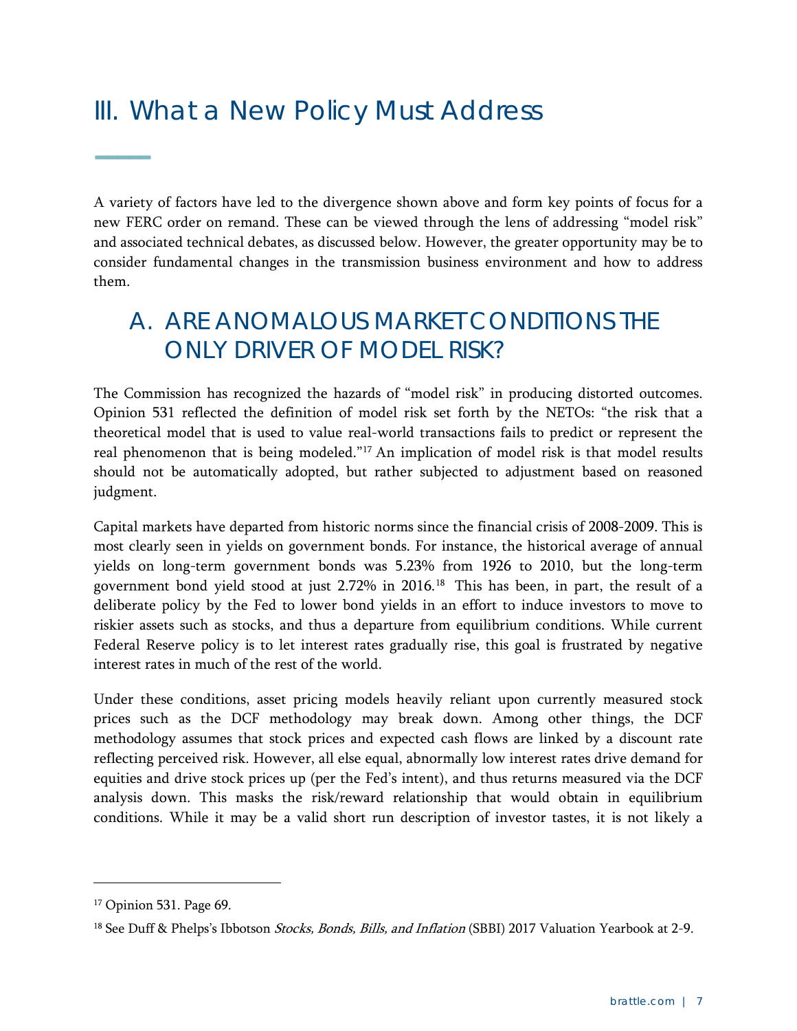# III. What a New Policy Must Address

A variety of factors have led to the divergence shown above and form key points of focus for a new FERC order on remand. These can be viewed through the lens of addressing "model risk" and associated technical debates, as discussed below. However, the greater opportunity may be to consider fundamental changes in the transmission business environment and how to address them.

## A. ARE ANOMALOUS MARKET CONDITIONS THE ONLY DRIVER OF MODEL RISK?

The Commission has recognized the hazards of "model risk" in producing distorted outcomes. Opinion 531 reflected the definition of model risk set forth by the NETOs: "the risk that a theoretical model that is used to value real-world transactions fails to predict or represent the real phenomenon that is being modeled."[17] An implication of model risk is that model results should not be automatically adopted, but rather subjected to adjustment based on reasoned judgment.

Capital markets have departed from historic norms since the financial crisis of 2008-2009. This is most clearly seen in yields on government bonds. For instance, the historical average of annual yields on long-term government bonds was 5.23% from 1926 to 2010, but the long-term government bond yield stood at just 2.72% in 2016.[18] This has been, in part, the result of a deliberate policy by the Fed to lower bond yields in an effort to induce investors to move to riskier assets such as stocks, and thus a departure from equilibrium conditions. While current Federal Reserve policy is to let interest rates gradually rise, this goal is frustrated by negative interest rates in much of the rest of the world.

Under these conditions, asset pricing models heavily reliant upon currently measured stock prices such as the DCF methodology may break down. Among other things, the DCF methodology assumes that stock prices and expected cash flows are linked by a discount rate reflecting perceived risk. However, all else equal, abnormally low interest rates drive demand for equities and drive stock prices up (per the Fed's intent), and thus returns measured via the DCF analysis down. This masks the risk/reward relationship that would obtain in equilibrium conditions. While it may be a valid short run description of investor tastes, it is not likely a

---

[17] Opinion 531. Page 69.

[18] See Duff & Phelps's Ibbotson *Stocks, Bonds, Bills, and Inflation* (SBBI) 2017 Valuation Yearbook at 2-9.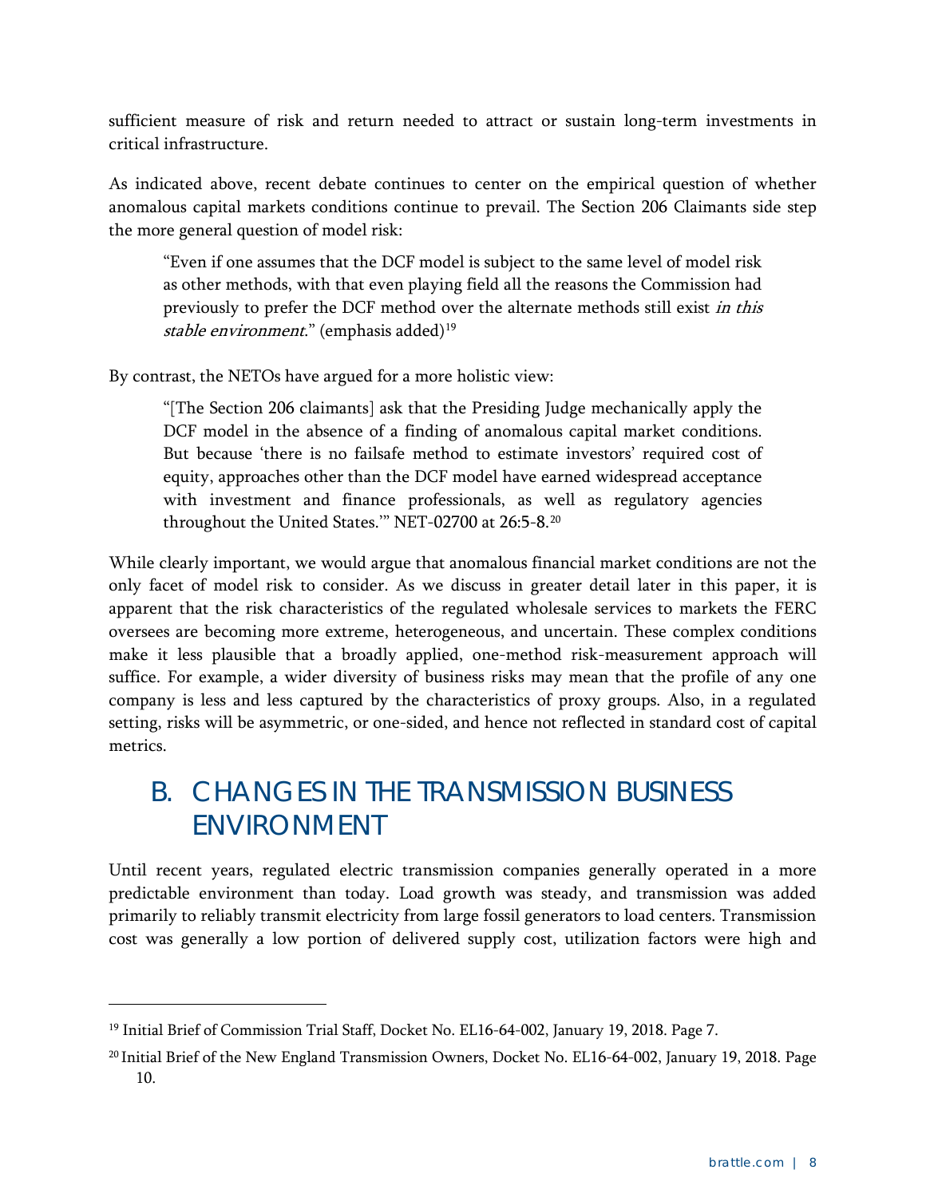sufficient measure of risk and return needed to attract or sustain long-term investments in critical infrastructure.

As indicated above, recent debate continues to center on the empirical question of whether anomalous capital markets conditions continue to prevail. The Section 206 Claimants side step the more general question of model risk:

> "Even if one assumes that the DCF model is subject to the same level of model risk as other methods, with that even playing field all the reasons the Commission had previously to prefer the DCF method over the alternate methods still exist *in this stable environment*." (emphasis added)[19]

By contrast, the NETOs have argued for a more holistic view:

> "[The Section 206 claimants] ask that the Presiding Judge mechanically apply the DCF model in the absence of a finding of anomalous capital market conditions. But because 'there is no failsafe method to estimate investors' required cost of equity, approaches other than the DCF model have earned widespread acceptance with investment and finance professionals, as well as regulatory agencies throughout the United States.'" NET-02700 at 26:5-8.[20]

While clearly important, we would argue that anomalous financial market conditions are not the only facet of model risk to consider. As we discuss in greater detail later in this paper, it is apparent that the risk characteristics of the regulated wholesale services to markets the FERC oversees are becoming more extreme, heterogeneous, and uncertain. These complex conditions make it less plausible that a broadly applied, one-method risk-measurement approach will suffice. For example, a wider diversity of business risks may mean that the profile of any one company is less and less captured by the characteristics of proxy groups. Also, in a regulated setting, risks will be asymmetric, or one-sided, and hence not reflected in standard cost of capital metrics.

## B. CHANGES IN THE TRANSMISSION BUSINESS ENVIRONMENT

Until recent years, regulated electric transmission companies generally operated in a more predictable environment than today. Load growth was steady, and transmission was added primarily to reliably transmit electricity from large fossil generators to load centers. Transmission cost was generally a low portion of delivered supply cost, utilization factors were high and

---

[19] Initial Brief of Commission Trial Staff, Docket No. EL16-64-002, January 19, 2018. Page 7.

[20] Initial Brief of the New England Transmission Owners, Docket No. EL16-64-002, January 19, 2018. Page 10.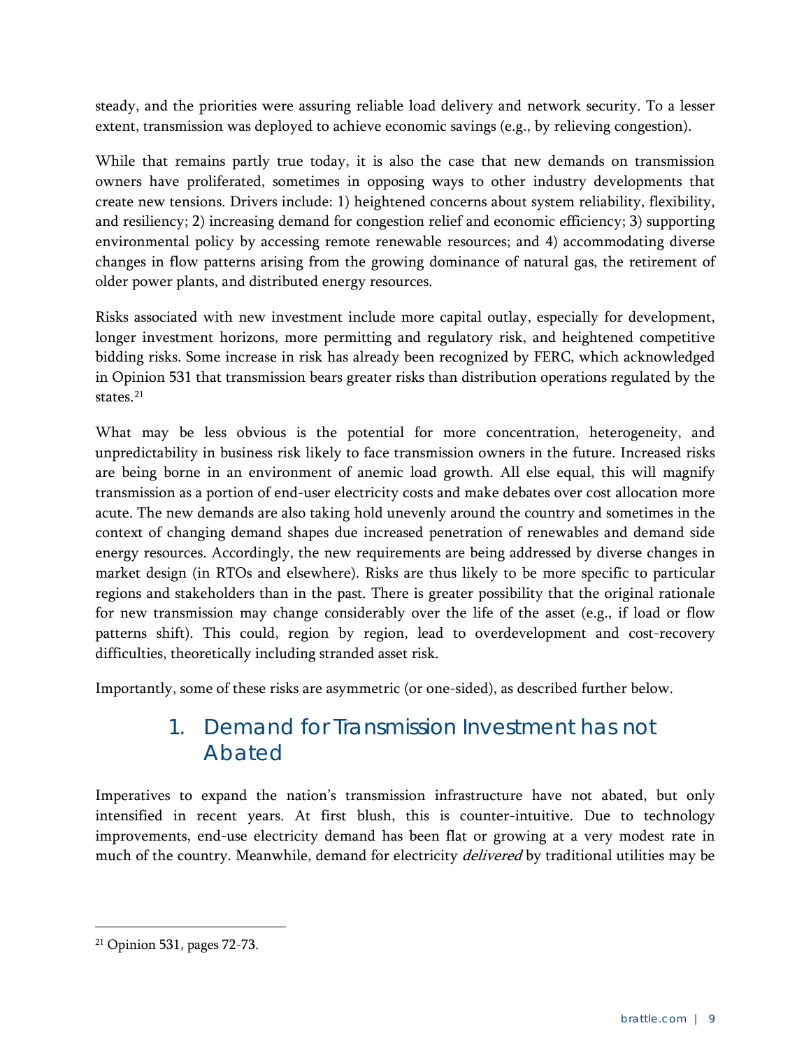steady, and the priorities were assuring reliable load delivery and network security. To a lesser extent, transmission was deployed to achieve economic savings (e.g., by relieving congestion).

While that remains partly true today, it is also the case that new demands on transmission owners have proliferated, sometimes in opposing ways to other industry developments that create new tensions. Drivers include: 1) heightened concerns about system reliability, flexibility, and resiliency; 2) increasing demand for congestion relief and economic efficiency; 3) supporting environmental policy by accessing remote renewable resources; and 4) accommodating diverse changes in flow patterns arising from the growing dominance of natural gas, the retirement of older power plants, and distributed energy resources.

Risks associated with new investment include more capital outlay, especially for development, longer investment horizons, more permitting and regulatory risk, and heightened competitive bidding risks. Some increase in risk has already been recognized by FERC, which acknowledged in Opinion 531 that transmission bears greater risks than distribution operations regulated by the states.[21]

What may be less obvious is the potential for more concentration, heterogeneity, and unpredictability in business risk likely to face transmission owners in the future. Increased risks are being borne in an environment of anemic load growth. All else equal, this will magnify transmission as a portion of end-user electricity costs and make debates over cost allocation more acute. The new demands are also taking hold unevenly around the country and sometimes in the context of changing demand shapes due increased penetration of renewables and demand side energy resources. Accordingly, the new requirements are being addressed by diverse changes in market design (in RTOs and elsewhere). Risks are thus likely to be more specific to particular regions and stakeholders than in the past. There is greater possibility that the original rationale for new transmission may change considerably over the life of the asset (e.g., if load or flow patterns shift). This could, region by region, lead to overdevelopment and cost-recovery difficulties, theoretically including stranded asset risk.

Importantly, some of these risks are asymmetric (or one-sided), as described further below.

## 1. Demand for Transmission Investment has not Abated

Imperatives to expand the nation's transmission infrastructure have not abated, but only intensified in recent years. At first blush, this is counter-intuitive. Due to technology improvements, end-use electricity demand has been flat or growing at a very modest rate in much of the country. Meanwhile, demand for electricity *delivered* by traditional utilities may be

[21] Opinion 531, pages 72-73.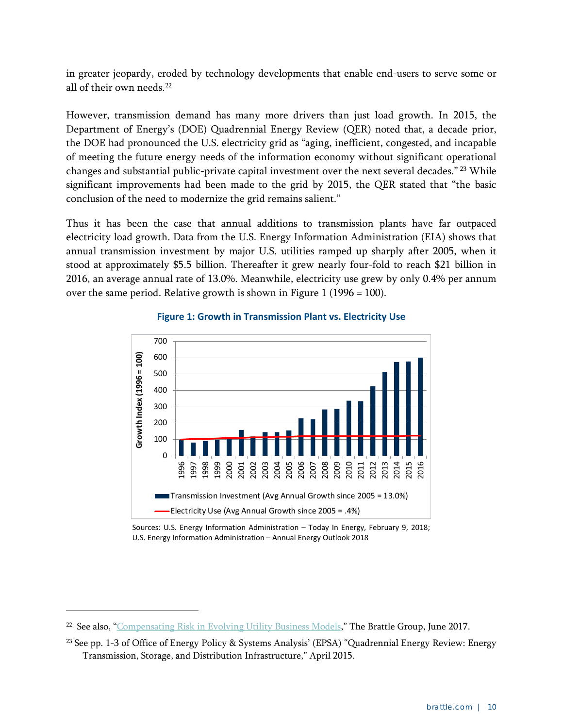in greater jeopardy, eroded by technology developments that enable end-users to serve some or all of their own needs.[22]

However, transmission demand has many more drivers than just load growth. In 2015, the Department of Energy's (DOE) Quadrennial Energy Review (QER) noted that, a decade prior, the DOE had pronounced the U.S. electricity grid as "aging, inefficient, congested, and incapable of meeting the future energy needs of the information economy without significant operational changes and substantial public-private capital investment over the next several decades." [23] While significant improvements had been made to the grid by 2015, the QER stated that "the basic conclusion of the need to modernize the grid remains salient."

Thus it has been the case that annual additions to transmission plants have far outpaced electricity load growth. Data from the U.S. Energy Information Administration (EIA) shows that annual transmission investment by major U.S. utilities ramped up sharply after 2005, when it stood at approximately $5.5 billion. Thereafter it grew nearly four-fold to reach $21 billion in 2016, an average annual rate of 13.0%. Meanwhile, electricity use grew by only 0.4% per annum over the same period. Relative growth is shown in Figure 1 (1996 = 100).

**Figure 1: Growth in Transmission Plant vs. Electricity Use**

Sources: U.S. Energy Information Administration – Today In Energy, February 9, 2018; U.S. Energy Information Administration – Annual Energy Outlook 2018

---

[22] See also, "Compensating Risk in Evolving Utility Business Models," The Brattle Group, June 2017.

[23] See pp. 1-3 of Office of Energy Policy & Systems Analysis' (EPSA) "Quadrennial Energy Review: Energy Transmission, Storage, and Distribution Infrastructure," April 2015.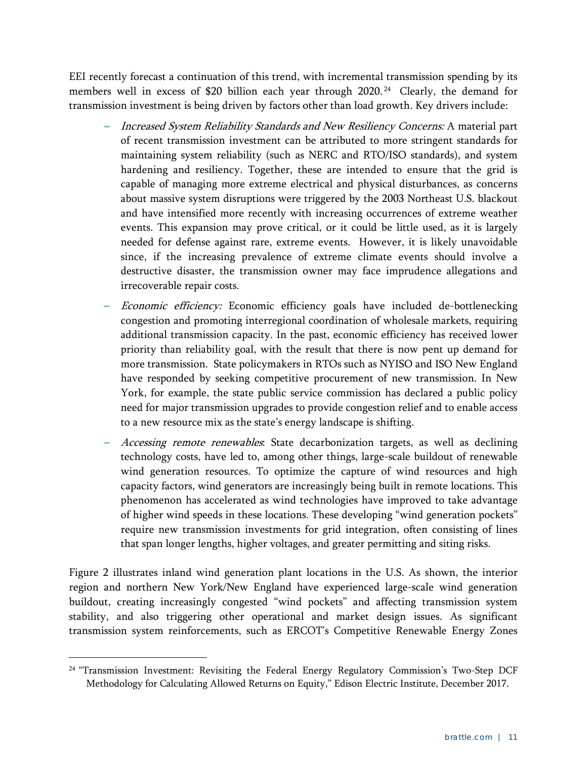EEI recently forecast a continuation of this trend, with incremental transmission spending by its members well in excess of $20 billion each year through 2020.[24] Clearly, the demand for transmission investment is being driven by factors other than load growth. Key drivers include:

- *Increased System Reliability Standards and New Resiliency Concerns:* A material part of recent transmission investment can be attributed to more stringent standards for maintaining system reliability (such as NERC and RTO/ISO standards), and system hardening and resiliency. Together, these are intended to ensure that the grid is capable of managing more extreme electrical and physical disturbances, as concerns about massive system disruptions were triggered by the 2003 Northeast U.S. blackout and have intensified more recently with increasing occurrences of extreme weather events. This expansion may prove critical, or it could be little used, as it is largely needed for defense against rare, extreme events. However, it is likely unavoidable since, if the increasing prevalence of extreme climate events should involve a destructive disaster, the transmission owner may face imprudence allegations and irrecoverable repair costs.
- *Economic efficiency:* Economic efficiency goals have included de-bottlenecking congestion and promoting interregional coordination of wholesale markets, requiring additional transmission capacity. In the past, economic efficiency has received lower priority than reliability goal, with the result that there is now pent up demand for more transmission. State policymakers in RTOs such as NYISO and ISO New England have responded by seeking competitive procurement of new transmission. In New York, for example, the state public service commission has declared a public policy need for major transmission upgrades to provide congestion relief and to enable access to a new resource mix as the state's energy landscape is shifting.
- *Accessing remote renewables*: State decarbonization targets, as well as declining technology costs, have led to, among other things, large-scale buildout of renewable wind generation resources. To optimize the capture of wind resources and high capacity factors, wind generators are increasingly being built in remote locations. This phenomenon has accelerated as wind technologies have improved to take advantage of higher wind speeds in these locations. These developing "wind generation pockets" require new transmission investments for grid integration, often consisting of lines that span longer lengths, higher voltages, and greater permitting and siting risks.

Figure 2 illustrates inland wind generation plant locations in the U.S. As shown, the interior region and northern New York/New England have experienced large-scale wind generation buildout, creating increasingly congested "wind pockets" and affecting transmission system stability, and also triggering other operational and market design issues. As significant transmission system reinforcements, such as ERCOT's Competitive Renewable Energy Zones

---

[24] "Transmission Investment: Revisiting the Federal Energy Regulatory Commission's Two-Step DCF Methodology for Calculating Allowed Returns on Equity," Edison Electric Institute, December 2017.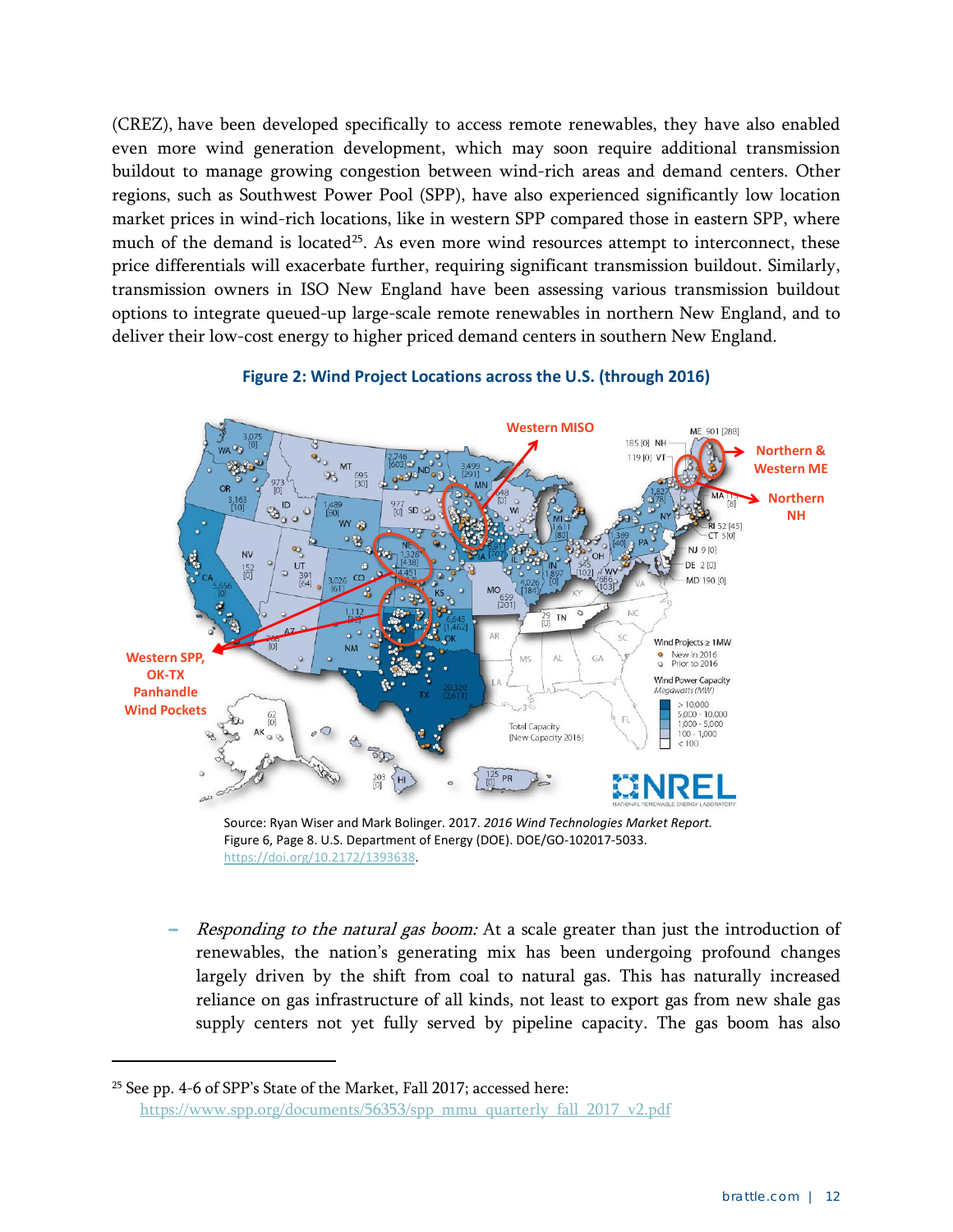(CREZ), have been developed specifically to access remote renewables, they have also enabled even more wind generation development, which may soon require additional transmission buildout to manage growing congestion between wind-rich areas and demand centers. Other regions, such as Southwest Power Pool (SPP), have also experienced significantly low location market prices in wind-rich locations, like in western SPP compared those in eastern SPP, where much of the demand is located[25]. As even more wind resources attempt to interconnect, these price differentials will exacerbate further, requiring significant transmission buildout. Similarly, transmission owners in ISO New England have been assessing various transmission buildout options to integrate queued-up large-scale remote renewables in northern New England, and to deliver their low-cost energy to higher priced demand centers in southern New England.

**Figure 2: Wind Project Locations across the U.S. (through 2016)**

Source: Ryan Wiser and Mark Bolinger. 2017. *2016 Wind Technologies Market Report.* Figure 6, Page 8. U.S. Department of Energy (DOE). DOE/GO-102017-5033. https://doi.org/10.2172/1393638.

- *Responding to the natural gas boom:* At a scale greater than just the introduction of renewables, the nation's generating mix has been undergoing profound changes largely driven by the shift from coal to natural gas. This has naturally increased reliance on gas infrastructure of all kinds, not least to export gas from new shale gas supply centers not yet fully served by pipeline capacity. The gas boom has also

---

[25] See pp. 4-6 of SPP's State of the Market, Fall 2017; accessed here: https://www.spp.org/documents/56353/spp_mmu_quarterly_fall_2017_v2.pdf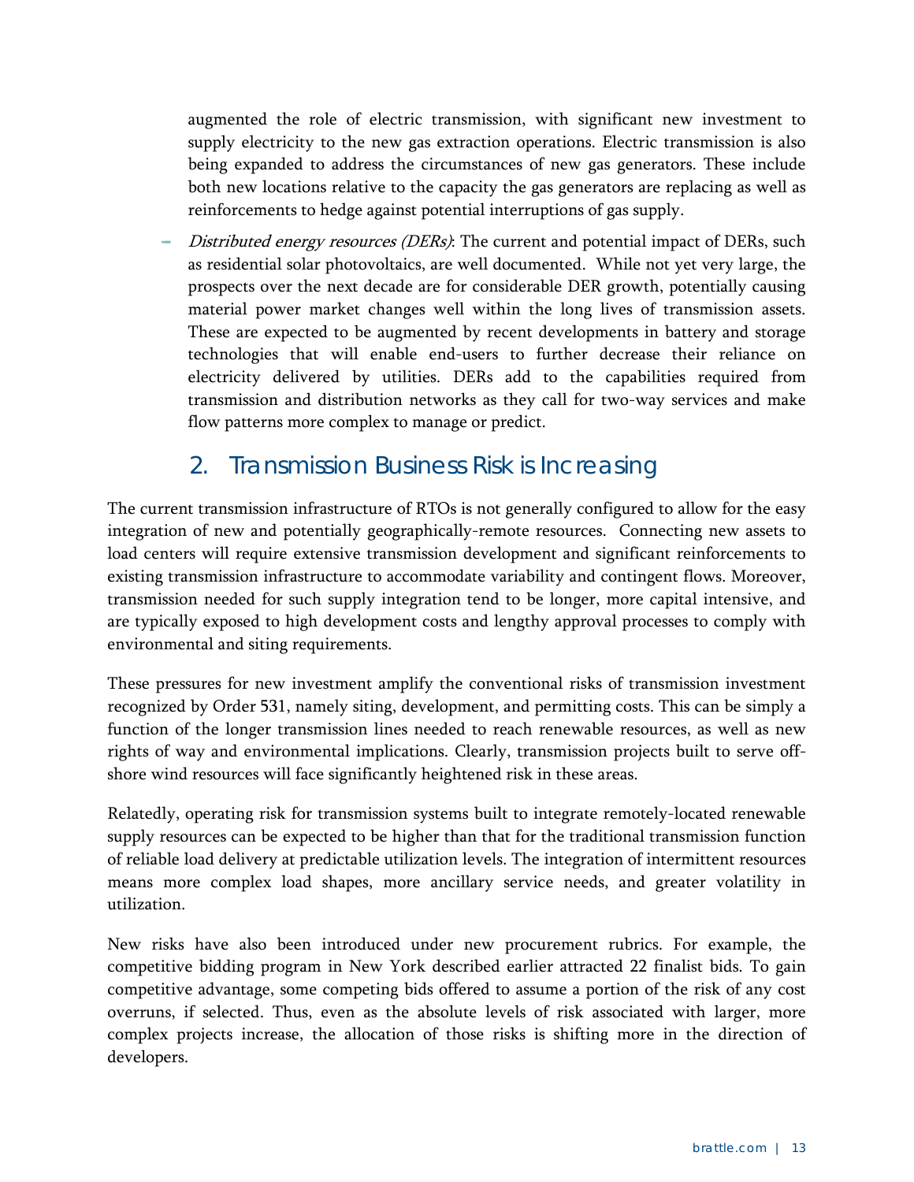augmented the role of electric transmission, with significant new investment to supply electricity to the new gas extraction operations. Electric transmission is also being expanded to address the circumstances of new gas generators. These include both new locations relative to the capacity the gas generators are replacing as well as reinforcements to hedge against potential interruptions of gas supply.

- *Distributed energy resources (DERs)*: The current and potential impact of DERs, such as residential solar photovoltaics, are well documented. While not yet very large, the prospects over the next decade are for considerable DER growth, potentially causing material power market changes well within the long lives of transmission assets. These are expected to be augmented by recent developments in battery and storage technologies that will enable end-users to further decrease their reliance on electricity delivered by utilities. DERs add to the capabilities required from transmission and distribution networks as they call for two-way services and make flow patterns more complex to manage or predict.

## 2. Transmission Business Risk is Increasing

The current transmission infrastructure of RTOs is not generally configured to allow for the easy integration of new and potentially geographically-remote resources. Connecting new assets to load centers will require extensive transmission development and significant reinforcements to existing transmission infrastructure to accommodate variability and contingent flows. Moreover, transmission needed for such supply integration tend to be longer, more capital intensive, and are typically exposed to high development costs and lengthy approval processes to comply with environmental and siting requirements.

These pressures for new investment amplify the conventional risks of transmission investment recognized by Order 531, namely siting, development, and permitting costs. This can be simply a function of the longer transmission lines needed to reach renewable resources, as well as new rights of way and environmental implications. Clearly, transmission projects built to serve off-shore wind resources will face significantly heightened risk in these areas.

Relatedly, operating risk for transmission systems built to integrate remotely-located renewable supply resources can be expected to be higher than that for the traditional transmission function of reliable load delivery at predictable utilization levels. The integration of intermittent resources means more complex load shapes, more ancillary service needs, and greater volatility in utilization.

New risks have also been introduced under new procurement rubrics. For example, the competitive bidding program in New York described earlier attracted 22 finalist bids. To gain competitive advantage, some competing bids offered to assume a portion of the risk of any cost overruns, if selected. Thus, even as the absolute levels of risk associated with larger, more complex projects increase, the allocation of those risks is shifting more in the direction of developers.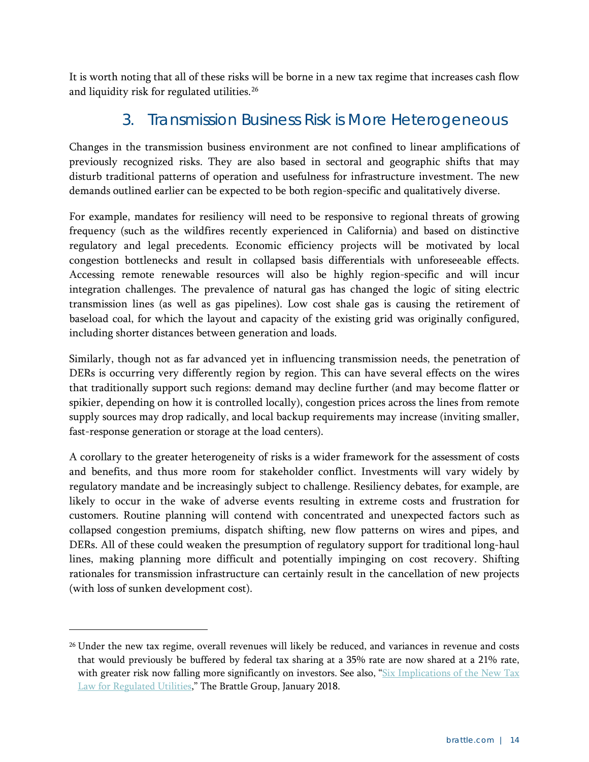It is worth noting that all of these risks will be borne in a new tax regime that increases cash flow and liquidity risk for regulated utilities.[26]

## 3. Transmission Business Risk is More Heterogeneous

Changes in the transmission business environment are not confined to linear amplifications of previously recognized risks. They are also based in sectoral and geographic shifts that may disturb traditional patterns of operation and usefulness for infrastructure investment. The new demands outlined earlier can be expected to be both region-specific and qualitatively diverse.

For example, mandates for resiliency will need to be responsive to regional threats of growing frequency (such as the wildfires recently experienced in California) and based on distinctive regulatory and legal precedents. Economic efficiency projects will be motivated by local congestion bottlenecks and result in collapsed basis differentials with unforeseeable effects. Accessing remote renewable resources will also be highly region-specific and will incur integration challenges. The prevalence of natural gas has changed the logic of siting electric transmission lines (as well as gas pipelines). Low cost shale gas is causing the retirement of baseload coal, for which the layout and capacity of the existing grid was originally configured, including shorter distances between generation and loads.

Similarly, though not as far advanced yet in influencing transmission needs, the penetration of DERs is occurring very differently region by region. This can have several effects on the wires that traditionally support such regions: demand may decline further (and may become flatter or spikier, depending on how it is controlled locally), congestion prices across the lines from remote supply sources may drop radically, and local backup requirements may increase (inviting smaller, fast-response generation or storage at the load centers).

A corollary to the greater heterogeneity of risks is a wider framework for the assessment of costs and benefits, and thus more room for stakeholder conflict. Investments will vary widely by regulatory mandate and be increasingly subject to challenge. Resiliency debates, for example, are likely to occur in the wake of adverse events resulting in extreme costs and frustration for customers. Routine planning will contend with concentrated and unexpected factors such as collapsed congestion premiums, dispatch shifting, new flow patterns on wires and pipes, and DERs. All of these could weaken the presumption of regulatory support for traditional long-haul lines, making planning more difficult and potentially impinging on cost recovery. Shifting rationales for transmission infrastructure can certainly result in the cancellation of new projects (with loss of sunken development cost).

---

[26] Under the new tax regime, overall revenues will likely be reduced, and variances in revenue and costs that would previously be buffered by federal tax sharing at a 35% rate are now shared at a 21% rate, with greater risk now falling more significantly on investors. See also, "Six Implications of the New Tax Law for Regulated Utilities," The Brattle Group, January 2018.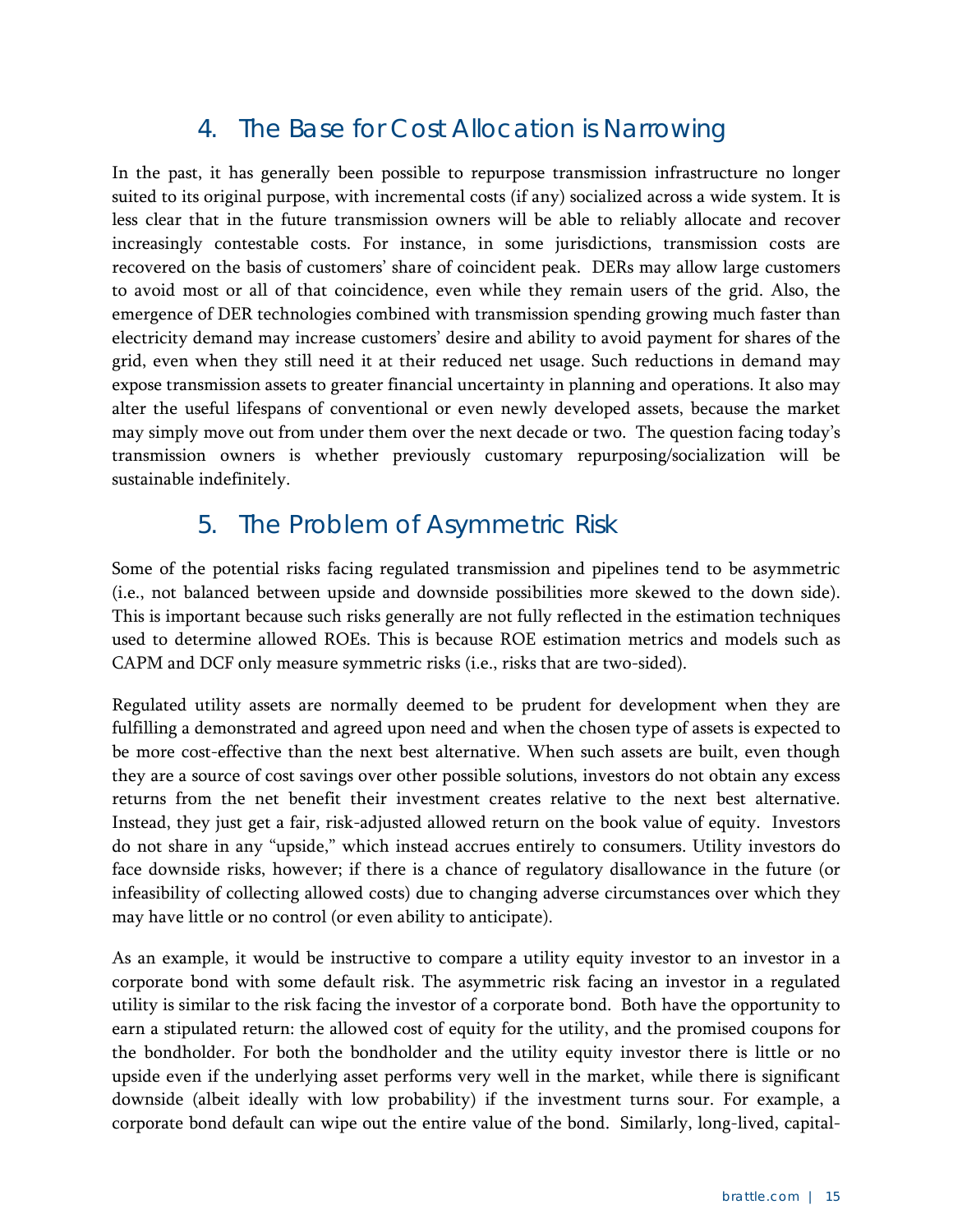## 4. The Base for Cost Allocation is Narrowing

In the past, it has generally been possible to repurpose transmission infrastructure no longer suited to its original purpose, with incremental costs (if any) socialized across a wide system. It is less clear that in the future transmission owners will be able to reliably allocate and recover increasingly contestable costs. For instance, in some jurisdictions, transmission costs are recovered on the basis of customers' share of coincident peak. DERs may allow large customers to avoid most or all of that coincidence, even while they remain users of the grid. Also, the emergence of DER technologies combined with transmission spending growing much faster than electricity demand may increase customers' desire and ability to avoid payment for shares of the grid, even when they still need it at their reduced net usage. Such reductions in demand may expose transmission assets to greater financial uncertainty in planning and operations. It also may alter the useful lifespans of conventional or even newly developed assets, because the market may simply move out from under them over the next decade or two. The question facing today's transmission owners is whether previously customary repurposing/socialization will be sustainable indefinitely.

## 5. The Problem of Asymmetric Risk

Some of the potential risks facing regulated transmission and pipelines tend to be asymmetric (i.e., not balanced between upside and downside possibilities more skewed to the down side). This is important because such risks generally are not fully reflected in the estimation techniques used to determine allowed ROEs. This is because ROE estimation metrics and models such as CAPM and DCF only measure symmetric risks (i.e., risks that are two-sided).

Regulated utility assets are normally deemed to be prudent for development when they are fulfilling a demonstrated and agreed upon need and when the chosen type of assets is expected to be more cost-effective than the next best alternative. When such assets are built, even though they are a source of cost savings over other possible solutions, investors do not obtain any excess returns from the net benefit their investment creates relative to the next best alternative. Instead, they just get a fair, risk-adjusted allowed return on the book value of equity. Investors do not share in any "upside," which instead accrues entirely to consumers. Utility investors do face downside risks, however; if there is a chance of regulatory disallowance in the future (or infeasibility of collecting allowed costs) due to changing adverse circumstances over which they may have little or no control (or even ability to anticipate).

As an example, it would be instructive to compare a utility equity investor to an investor in a corporate bond with some default risk. The asymmetric risk facing an investor in a regulated utility is similar to the risk facing the investor of a corporate bond. Both have the opportunity to earn a stipulated return: the allowed cost of equity for the utility, and the promised coupons for the bondholder. For both the bondholder and the utility equity investor there is little or no upside even if the underlying asset performs very well in the market, while there is significant downside (albeit ideally with low probability) if the investment turns sour. For example, a corporate bond default can wipe out the entire value of the bond. Similarly, long-lived, capital-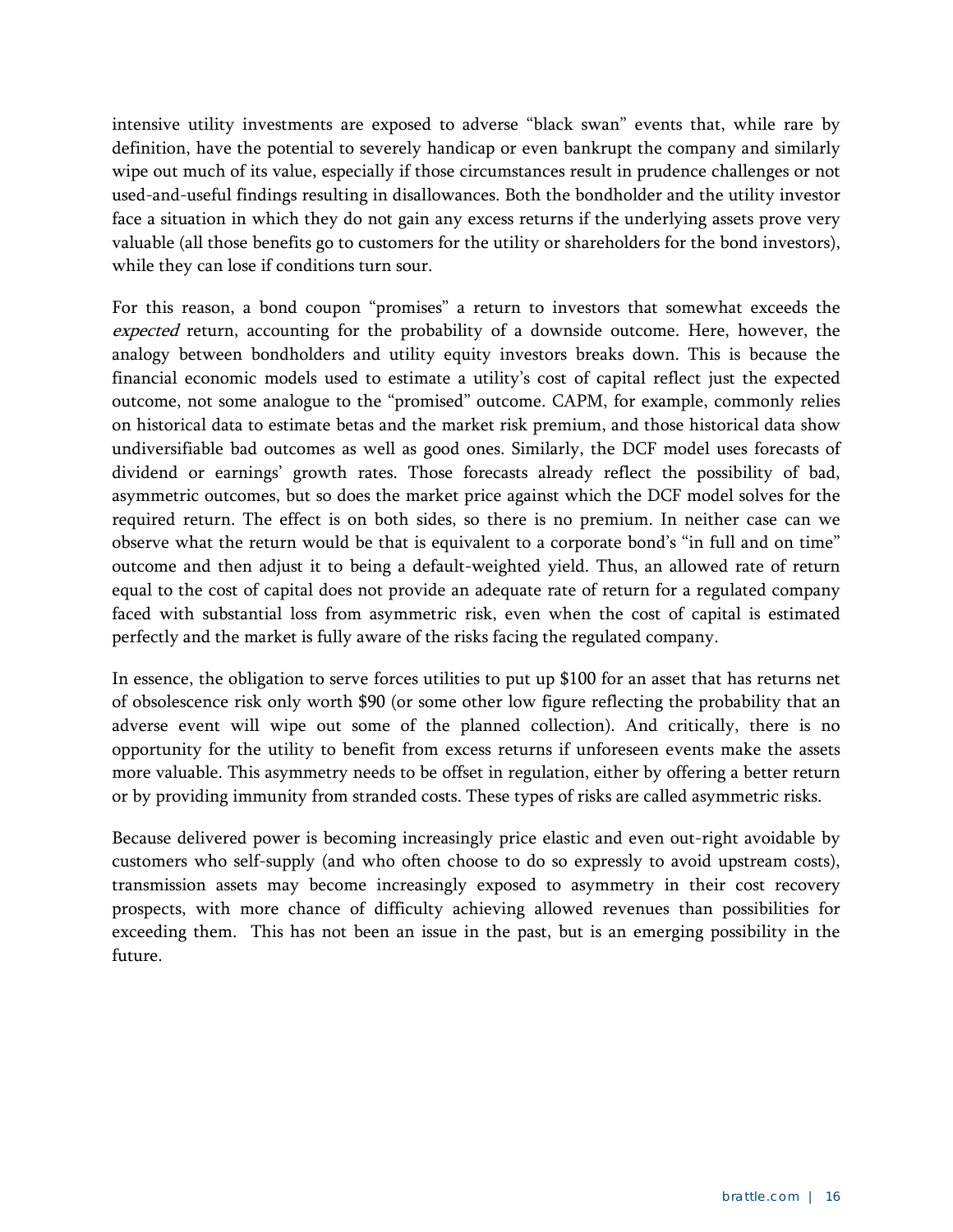intensive utility investments are exposed to adverse "black swan" events that, while rare by definition, have the potential to severely handicap or even bankrupt the company and similarly wipe out much of its value, especially if those circumstances result in prudence challenges or not used-and-useful findings resulting in disallowances. Both the bondholder and the utility investor face a situation in which they do not gain any excess returns if the underlying assets prove very valuable (all those benefits go to customers for the utility or shareholders for the bond investors), while they can lose if conditions turn sour.

For this reason, a bond coupon "promises" a return to investors that somewhat exceeds the *expected* return, accounting for the probability of a downside outcome. Here, however, the analogy between bondholders and utility equity investors breaks down. This is because the financial economic models used to estimate a utility's cost of capital reflect just the expected outcome, not some analogue to the "promised" outcome. CAPM, for example, commonly relies on historical data to estimate betas and the market risk premium, and those historical data show undiversifiable bad outcomes as well as good ones. Similarly, the DCF model uses forecasts of dividend or earnings' growth rates. Those forecasts already reflect the possibility of bad, asymmetric outcomes, but so does the market price against which the DCF model solves for the required return. The effect is on both sides, so there is no premium. In neither case can we observe what the return would be that is equivalent to a corporate bond's "in full and on time" outcome and then adjust it to being a default-weighted yield. Thus, an allowed rate of return equal to the cost of capital does not provide an adequate rate of return for a regulated company faced with substantial loss from asymmetric risk, even when the cost of capital is estimated perfectly and the market is fully aware of the risks facing the regulated company.

In essence, the obligation to serve forces utilities to put up $100 for an asset that has returns net of obsolescence risk only worth $90 (or some other low figure reflecting the probability that an adverse event will wipe out some of the planned collection). And critically, there is no opportunity for the utility to benefit from excess returns if unforeseen events make the assets more valuable. This asymmetry needs to be offset in regulation, either by offering a better return or by providing immunity from stranded costs. These types of risks are called asymmetric risks.

Because delivered power is becoming increasingly price elastic and even out-right avoidable by customers who self-supply (and who often choose to do so expressly to avoid upstream costs), transmission assets may become increasingly exposed to asymmetry in their cost recovery prospects, with more chance of difficulty achieving allowed revenues than possibilities for exceeding them. This has not been an issue in the past, but is an emerging possibility in the future.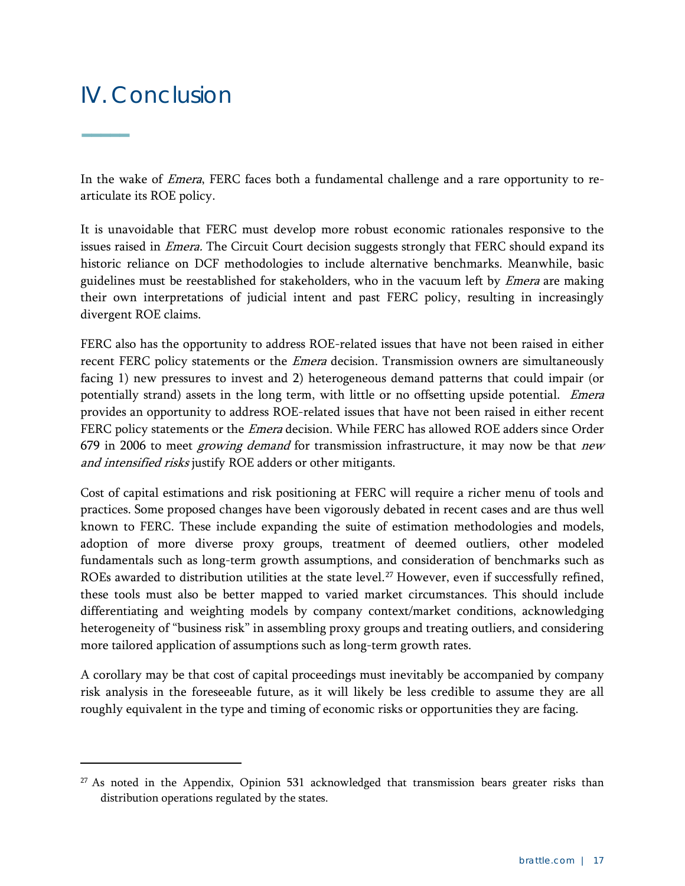# IV. Conclusion

In the wake of *Emera*, FERC faces both a fundamental challenge and a rare opportunity to re-articulate its ROE policy.

It is unavoidable that FERC must develop more robust economic rationales responsive to the issues raised in *Emera.* The Circuit Court decision suggests strongly that FERC should expand its historic reliance on DCF methodologies to include alternative benchmarks. Meanwhile, basic guidelines must be reestablished for stakeholders, who in the vacuum left by *Emera* are making their own interpretations of judicial intent and past FERC policy, resulting in increasingly divergent ROE claims.

FERC also has the opportunity to address ROE-related issues that have not been raised in either recent FERC policy statements or the *Emera* decision. Transmission owners are simultaneously facing 1) new pressures to invest and 2) heterogeneous demand patterns that could impair (or potentially strand) assets in the long term, with little or no offsetting upside potential. *Emera* provides an opportunity to address ROE-related issues that have not been raised in either recent FERC policy statements or the *Emera* decision. While FERC has allowed ROE adders since Order 679 in 2006 to meet *growing demand* for transmission infrastructure, it may now be that *new and intensified risks* justify ROE adders or other mitigants.

Cost of capital estimations and risk positioning at FERC will require a richer menu of tools and practices. Some proposed changes have been vigorously debated in recent cases and are thus well known to FERC. These include expanding the suite of estimation methodologies and models, adoption of more diverse proxy groups, treatment of deemed outliers, other modeled fundamentals such as long-term growth assumptions, and consideration of benchmarks such as ROEs awarded to distribution utilities at the state level.[27] However, even if successfully refined, these tools must also be better mapped to varied market circumstances. This should include differentiating and weighting models by company context/market conditions, acknowledging heterogeneity of "business risk" in assembling proxy groups and treating outliers, and considering more tailored application of assumptions such as long-term growth rates.

A corollary may be that cost of capital proceedings must inevitably be accompanied by company risk analysis in the foreseeable future, as it will likely be less credible to assume they are all roughly equivalent in the type and timing of economic risks or opportunities they are facing.

---

[27] As noted in the Appendix, Opinion 531 acknowledged that transmission bears greater risks than distribution operations regulated by the states.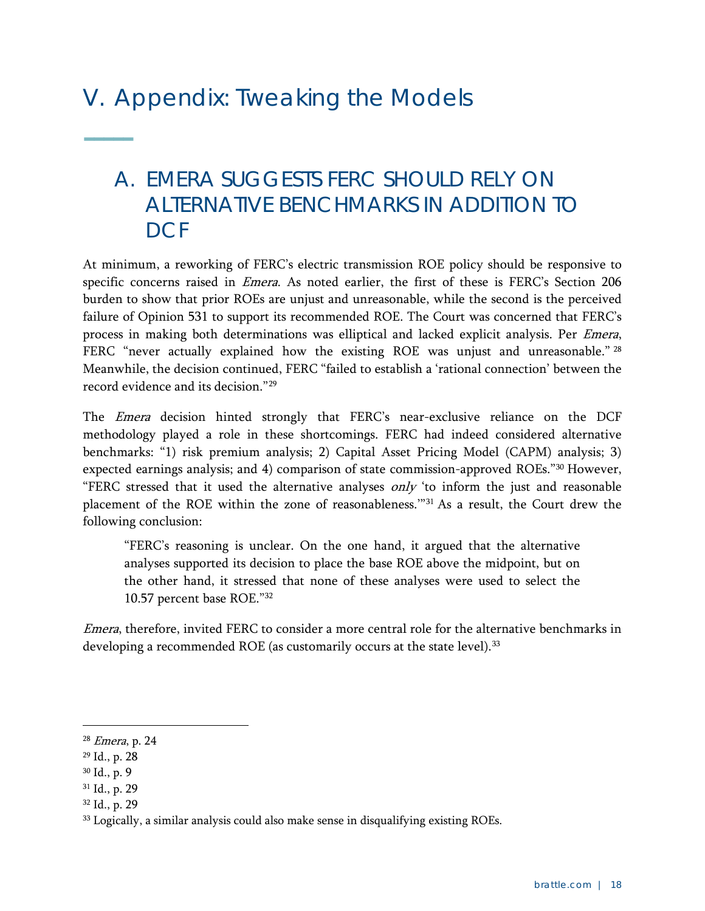# V. Appendix: Tweaking the Models

## A. EMERA SUGGESTS FERC SHOULD RELY ON ALTERNATIVE BENCHMARKS IN ADDITION TO DCF

At minimum, a reworking of FERC's electric transmission ROE policy should be responsive to specific concerns raised in *Emera*. As noted earlier, the first of these is FERC's Section 206 burden to show that prior ROEs are unjust and unreasonable, while the second is the perceived failure of Opinion 531 to support its recommended ROE. The Court was concerned that FERC's process in making both determinations was elliptical and lacked explicit analysis. Per *Emera*, FERC "never actually explained how the existing ROE was unjust and unreasonable."[28] Meanwhile, the decision continued, FERC "failed to establish a 'rational connection' between the record evidence and its decision."[29]

The *Emera* decision hinted strongly that FERC's near-exclusive reliance on the DCF methodology played a role in these shortcomings. FERC had indeed considered alternative benchmarks: "1) risk premium analysis; 2) Capital Asset Pricing Model (CAPM) analysis; 3) expected earnings analysis; and 4) comparison of state commission-approved ROEs."[30] However, "FERC stressed that it used the alternative analyses *only* 'to inform the just and reasonable placement of the ROE within the zone of reasonableness.'"[31] As a result, the Court drew the following conclusion:

> "FERC's reasoning is unclear. On the one hand, it argued that the alternative analyses supported its decision to place the base ROE above the midpoint, but on the other hand, it stressed that none of these analyses were used to select the 10.57 percent base ROE."[32]

*Emera*, therefore, invited FERC to consider a more central role for the alternative benchmarks in developing a recommended ROE (as customarily occurs at the state level).[33]

---

[28] *Emera*, p. 24

[29] Id., p. 28

[30] Id., p. 9

[31] Id., p. 29

[32] Id., p. 29

[33] Logically, a similar analysis could also make sense in disqualifying existing ROEs.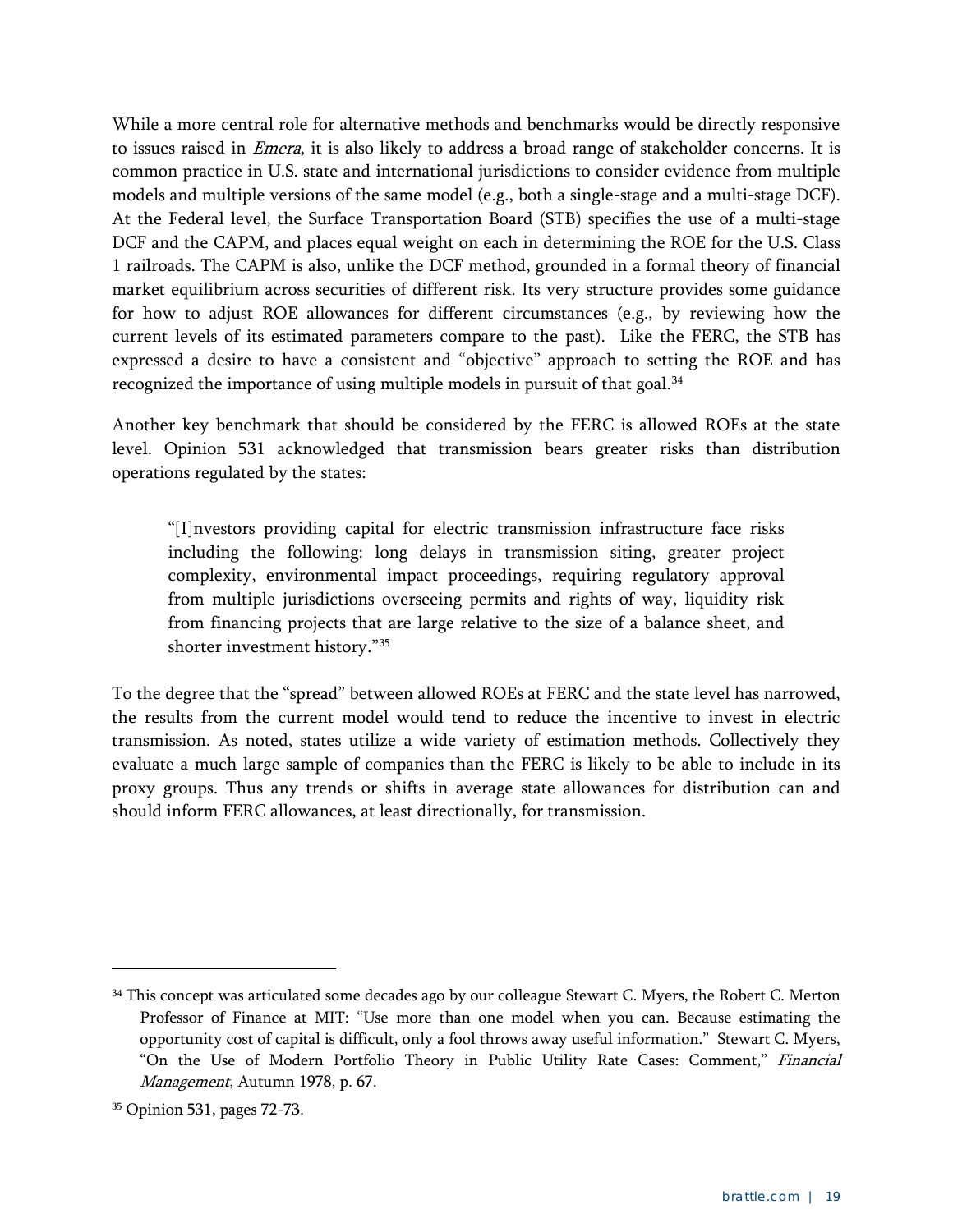While a more central role for alternative methods and benchmarks would be directly responsive to issues raised in *Emera*, it is also likely to address a broad range of stakeholder concerns. It is common practice in U.S. state and international jurisdictions to consider evidence from multiple models and multiple versions of the same model (e.g., both a single-stage and a multi-stage DCF). At the Federal level, the Surface Transportation Board (STB) specifies the use of a multi-stage DCF and the CAPM, and places equal weight on each in determining the ROE for the U.S. Class 1 railroads. The CAPM is also, unlike the DCF method, grounded in a formal theory of financial market equilibrium across securities of different risk. Its very structure provides some guidance for how to adjust ROE allowances for different circumstances (e.g., by reviewing how the current levels of its estimated parameters compare to the past). Like the FERC, the STB has expressed a desire to have a consistent and "objective" approach to setting the ROE and has recognized the importance of using multiple models in pursuit of that goal.[34]

Another key benchmark that should be considered by the FERC is allowed ROEs at the state level. Opinion 531 acknowledged that transmission bears greater risks than distribution operations regulated by the states:

> "[I]nvestors providing capital for electric transmission infrastructure face risks including the following: long delays in transmission siting, greater project complexity, environmental impact proceedings, requiring regulatory approval from multiple jurisdictions overseeing permits and rights of way, liquidity risk from financing projects that are large relative to the size of a balance sheet, and shorter investment history."[35]

To the degree that the "spread" between allowed ROEs at FERC and the state level has narrowed, the results from the current model would tend to reduce the incentive to invest in electric transmission. As noted, states utilize a wide variety of estimation methods. Collectively they evaluate a much large sample of companies than the FERC is likely to be able to include in its proxy groups. Thus any trends or shifts in average state allowances for distribution can and should inform FERC allowances, at least directionally, for transmission.

---

[34] This concept was articulated some decades ago by our colleague Stewart C. Myers, the Robert C. Merton Professor of Finance at MIT: "Use more than one model when you can. Because estimating the opportunity cost of capital is difficult, only a fool throws away useful information." Stewart C. Myers, "On the Use of Modern Portfolio Theory in Public Utility Rate Cases: Comment," *Financial Management*, Autumn 1978, p. 67.

[35] Opinion 531, pages 72-73.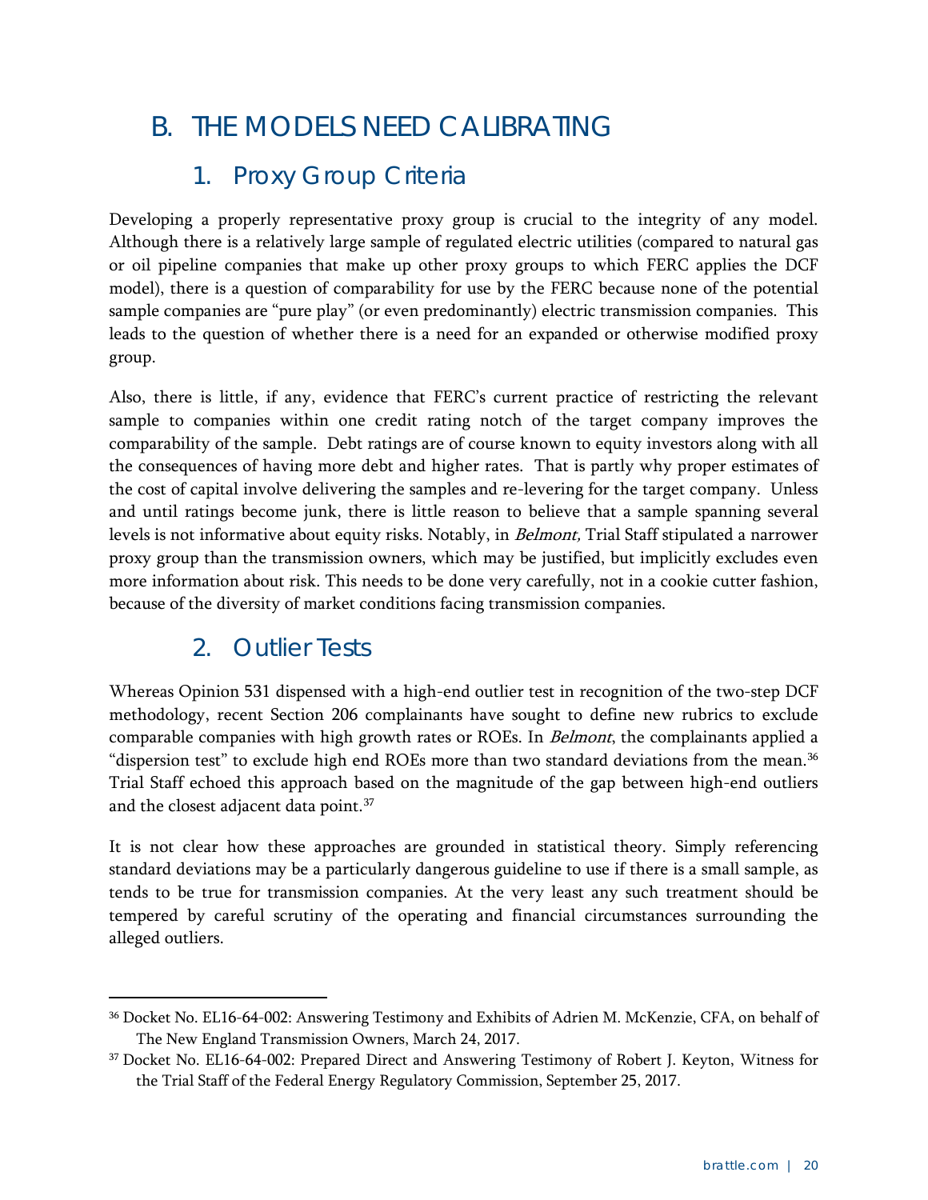## B. THE MODELS NEED CALIBRATING

### 1. Proxy Group Criteria

Developing a properly representative proxy group is crucial to the integrity of any model. Although there is a relatively large sample of regulated electric utilities (compared to natural gas or oil pipeline companies that make up other proxy groups to which FERC applies the DCF model), there is a question of comparability for use by the FERC because none of the potential sample companies are "pure play" (or even predominantly) electric transmission companies. This leads to the question of whether there is a need for an expanded or otherwise modified proxy group.

Also, there is little, if any, evidence that FERC's current practice of restricting the relevant sample to companies within one credit rating notch of the target company improves the comparability of the sample. Debt ratings are of course known to equity investors along with all the consequences of having more debt and higher rates. That is partly why proper estimates of the cost of capital involve delivering the samples and re-levering for the target company. Unless and until ratings become junk, there is little reason to believe that a sample spanning several levels is not informative about equity risks. Notably, in *Belmont,* Trial Staff stipulated a narrower proxy group than the transmission owners, which may be justified, but implicitly excludes even more information about risk. This needs to be done very carefully, not in a cookie cutter fashion, because of the diversity of market conditions facing transmission companies.

### 2. Outlier Tests

Whereas Opinion 531 dispensed with a high-end outlier test in recognition of the two-step DCF methodology, recent Section 206 complainants have sought to define new rubrics to exclude comparable companies with high growth rates or ROEs. In *Belmont*, the complainants applied a "dispersion test" to exclude high end ROEs more than two standard deviations from the mean.[36] Trial Staff echoed this approach based on the magnitude of the gap between high-end outliers and the closest adjacent data point.[37]

It is not clear how these approaches are grounded in statistical theory. Simply referencing standard deviations may be a particularly dangerous guideline to use if there is a small sample, as tends to be true for transmission companies. At the very least any such treatment should be tempered by careful scrutiny of the operating and financial circumstances surrounding the alleged outliers.

---

[36] Docket No. EL16-64-002: Answering Testimony and Exhibits of Adrien M. McKenzie, CFA, on behalf of The New England Transmission Owners, March 24, 2017.

[37] Docket No. EL16-64-002: Prepared Direct and Answering Testimony of Robert J. Keyton, Witness for the Trial Staff of the Federal Energy Regulatory Commission, September 25, 2017.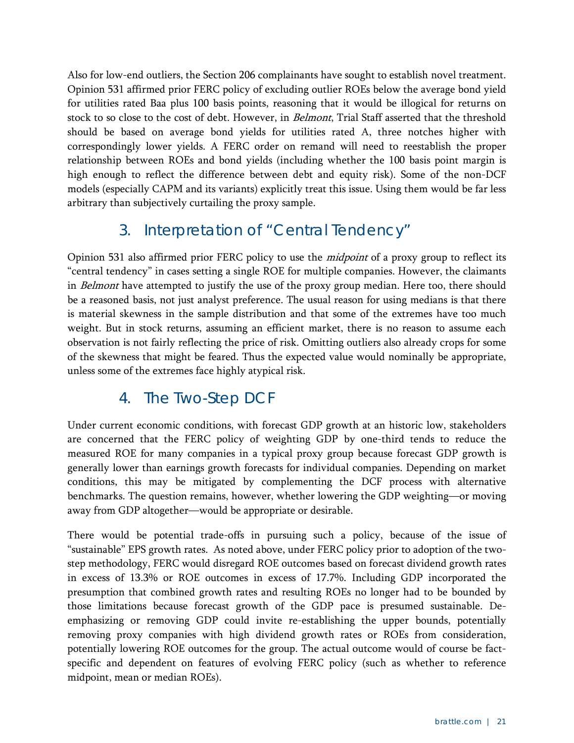Also for low-end outliers, the Section 206 complainants have sought to establish novel treatment. Opinion 531 affirmed prior FERC policy of excluding outlier ROEs below the average bond yield for utilities rated Baa plus 100 basis points, reasoning that it would be illogical for returns on stock to so close to the cost of debt. However, in *Belmont*, Trial Staff asserted that the threshold should be based on average bond yields for utilities rated A, three notches higher with correspondingly lower yields. A FERC order on remand will need to reestablish the proper relationship between ROEs and bond yields (including whether the 100 basis point margin is high enough to reflect the difference between debt and equity risk). Some of the non-DCF models (especially CAPM and its variants) explicitly treat this issue. Using them would be far less arbitrary than subjectively curtailing the proxy sample.

## 3. Interpretation of "Central Tendency"

Opinion 531 also affirmed prior FERC policy to use the *midpoint* of a proxy group to reflect its "central tendency" in cases setting a single ROE for multiple companies. However, the claimants in *Belmont* have attempted to justify the use of the proxy group median. Here too, there should be a reasoned basis, not just analyst preference. The usual reason for using medians is that there is material skewness in the sample distribution and that some of the extremes have too much weight. But in stock returns, assuming an efficient market, there is no reason to assume each observation is not fairly reflecting the price of risk. Omitting outliers also already crops for some of the skewness that might be feared. Thus the expected value would nominally be appropriate, unless some of the extremes face highly atypical risk.

## 4. The Two-Step DCF

Under current economic conditions, with forecast GDP growth at an historic low, stakeholders are concerned that the FERC policy of weighting GDP by one-third tends to reduce the measured ROE for many companies in a typical proxy group because forecast GDP growth is generally lower than earnings growth forecasts for individual companies. Depending on market conditions, this may be mitigated by complementing the DCF process with alternative benchmarks. The question remains, however, whether lowering the GDP weighting—or moving away from GDP altogether—would be appropriate or desirable.

There would be potential trade-offs in pursuing such a policy, because of the issue of "sustainable" EPS growth rates. As noted above, under FERC policy prior to adoption of the two-step methodology, FERC would disregard ROE outcomes based on forecast dividend growth rates in excess of 13.3% or ROE outcomes in excess of 17.7%. Including GDP incorporated the presumption that combined growth rates and resulting ROEs no longer had to be bounded by those limitations because forecast growth of the GDP pace is presumed sustainable. De-emphasizing or removing GDP could invite re-establishing the upper bounds, potentially removing proxy companies with high dividend growth rates or ROEs from consideration, potentially lowering ROE outcomes for the group. The actual outcome would of course be fact-specific and dependent on features of evolving FERC policy (such as whether to reference midpoint, mean or median ROEs).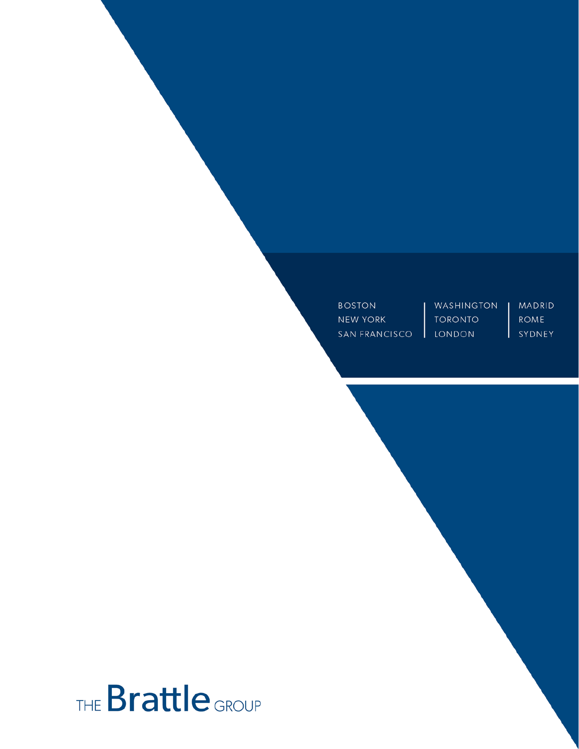BOSTON
NEW YORK
SAN FRANCISCO

WASHINGTON
TORONTO
LONDON

MADRID
ROME
SYDNEY

THE Brattle GROUP